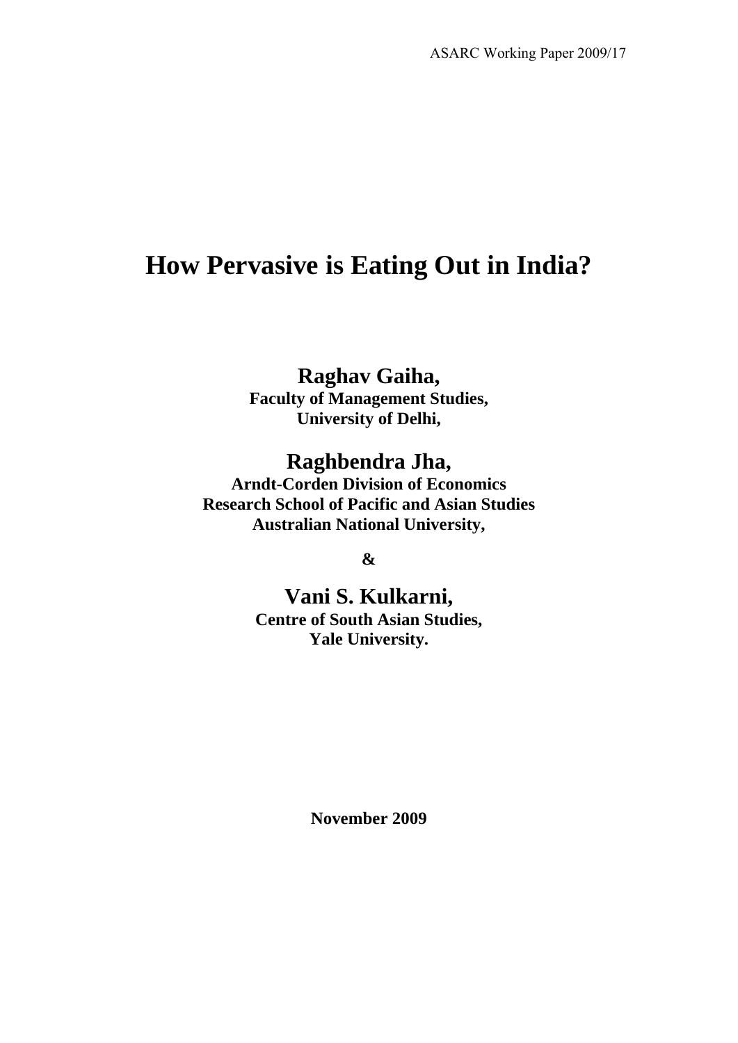ASARC Working Paper 2009/17

# How Pervasive is Eating Out in India?

**Raghav Gaiha,**
**Faculty of Management Studies,**
**University of Delhi,**

**Raghbendra Jha,**
**Arndt-Corden Division of Economics**
**Research School of Pacific and Asian Studies**
**Australian National University,**

**&**

**Vani S. Kulkarni,**
**Centre of South Asian Studies,**
**Yale University.**

**November 2009**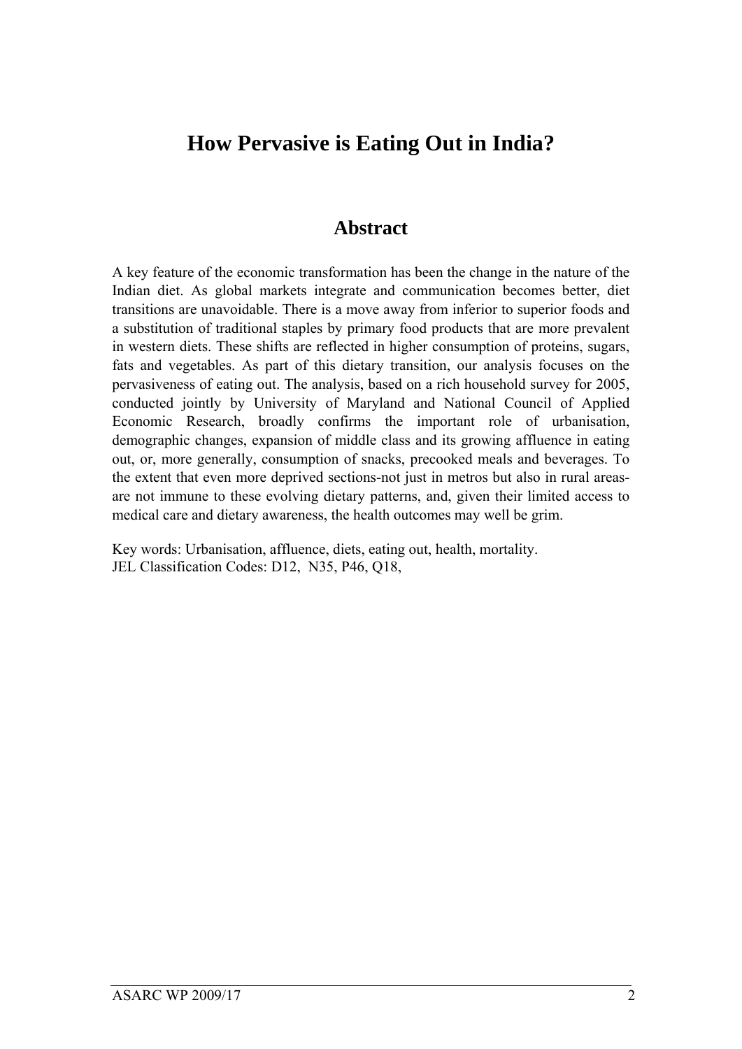# How Pervasive is Eating Out in India?

## Abstract

A key feature of the economic transformation has been the change in the nature of the Indian diet. As global markets integrate and communication becomes better, diet transitions are unavoidable. There is a move away from inferior to superior foods and a substitution of traditional staples by primary food products that are more prevalent in western diets. These shifts are reflected in higher consumption of proteins, sugars, fats and vegetables. As part of this dietary transition, our analysis focuses on the pervasiveness of eating out. The analysis, based on a rich household survey for 2005, conducted jointly by University of Maryland and National Council of Applied Economic Research, broadly confirms the important role of urbanisation, demographic changes, expansion of middle class and its growing affluence in eating out, or, more generally, consumption of snacks, precooked meals and beverages. To the extent that even more deprived sections-not just in metros but also in rural areas-are not immune to these evolving dietary patterns, and, given their limited access to medical care and dietary awareness, the health outcomes may well be grim.

Key words: Urbanisation, affluence, diets, eating out, health, mortality.
JEL Classification Codes: D12, N35, P46, Q18,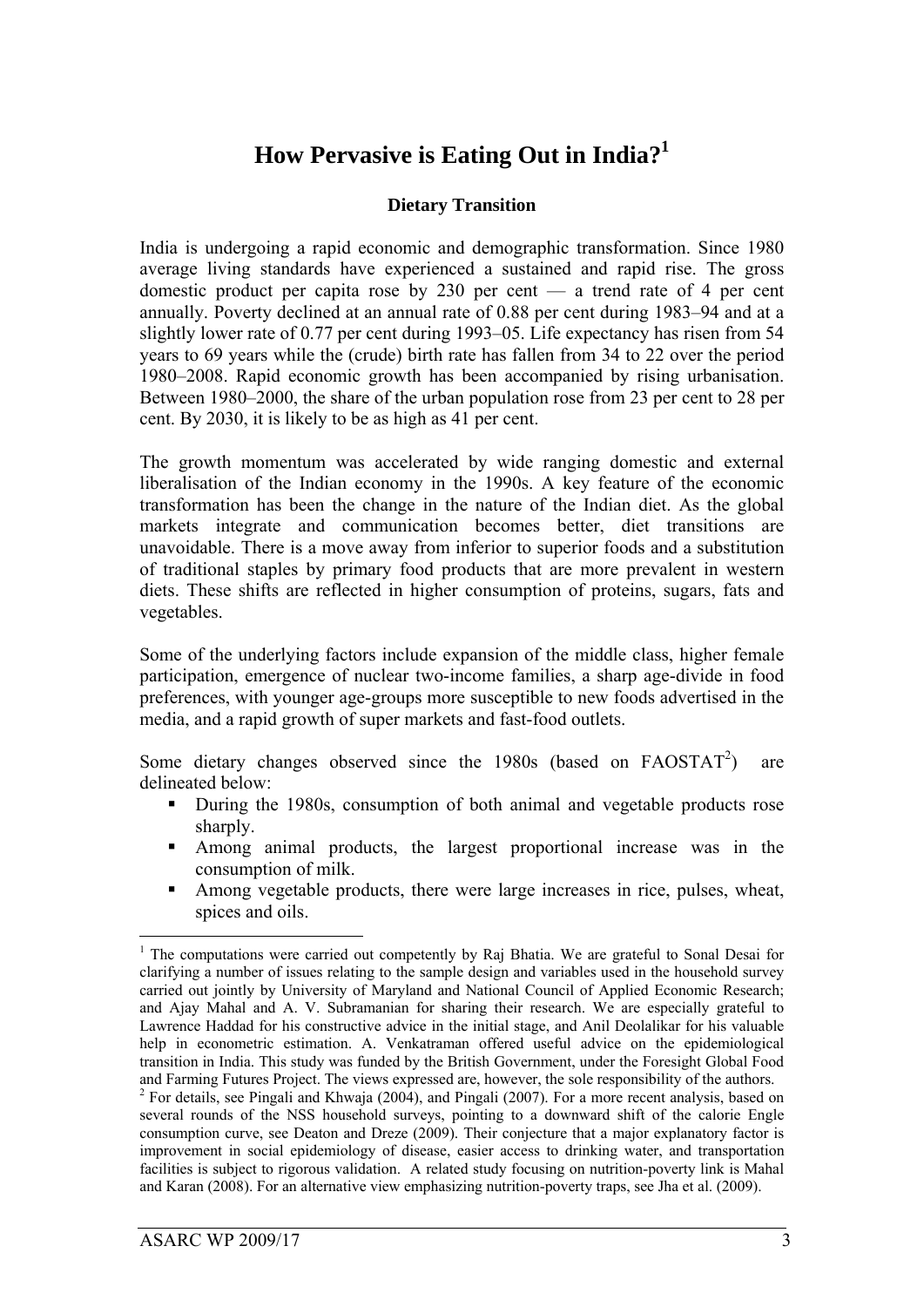# How Pervasive is Eating Out in India?[1]

### Dietary Transition

India is undergoing a rapid economic and demographic transformation. Since 1980 average living standards have experienced a sustained and rapid rise. The gross domestic product per capita rose by 230 per cent — a trend rate of 4 per cent annually. Poverty declined at an annual rate of 0.88 per cent during 1983–94 and at a slightly lower rate of 0.77 per cent during 1993–05. Life expectancy has risen from 54 years to 69 years while the (crude) birth rate has fallen from 34 to 22 over the period 1980–2008. Rapid economic growth has been accompanied by rising urbanisation. Between 1980–2000, the share of the urban population rose from 23 per cent to 28 per cent. By 2030, it is likely to be as high as 41 per cent.

The growth momentum was accelerated by wide ranging domestic and external liberalisation of the Indian economy in the 1990s. A key feature of the economic transformation has been the change in the nature of the Indian diet. As the global markets integrate and communication becomes better, diet transitions are unavoidable. There is a move away from inferior to superior foods and a substitution of traditional staples by primary food products that are more prevalent in western diets. These shifts are reflected in higher consumption of proteins, sugars, fats and vegetables.

Some of the underlying factors include expansion of the middle class, higher female participation, emergence of nuclear two-income families, a sharp age-divide in food preferences, with younger age-groups more susceptible to new foods advertised in the media, and a rapid growth of super markets and fast-food outlets.

Some dietary changes observed since the 1980s (based on FAOSTAT[2]) are delineated below:

- During the 1980s, consumption of both animal and vegetable products rose sharply.
- Among animal products, the largest proportional increase was in the consumption of milk.
- Among vegetable products, there were large increases in rice, pulses, wheat, spices and oils.

---

[1] The computations were carried out competently by Raj Bhatia. We are grateful to Sonal Desai for clarifying a number of issues relating to the sample design and variables used in the household survey carried out jointly by University of Maryland and National Council of Applied Economic Research; and Ajay Mahal and A. V. Subramanian for sharing their research. We are especially grateful to Lawrence Haddad for his constructive advice in the initial stage, and Anil Deolalikar for his valuable help in econometric estimation. A. Venkatraman offered useful advice on the epidemiological transition in India. This study was funded by the British Government, under the Foresight Global Food and Farming Futures Project. The views expressed are, however, the sole responsibility of the authors.

[2] For details, see Pingali and Khwaja (2004), and Pingali (2007). For a more recent analysis, based on several rounds of the NSS household surveys, pointing to a downward shift of the calorie Engle consumption curve, see Deaton and Dreze (2009). Their conjecture that a major explanatory factor is improvement in social epidemiology of disease, easier access to drinking water, and transportation facilities is subject to rigorous validation. A related study focusing on nutrition-poverty link is Mahal and Karan (2008). For an alternative view emphasizing nutrition-poverty traps, see Jha et al. (2009).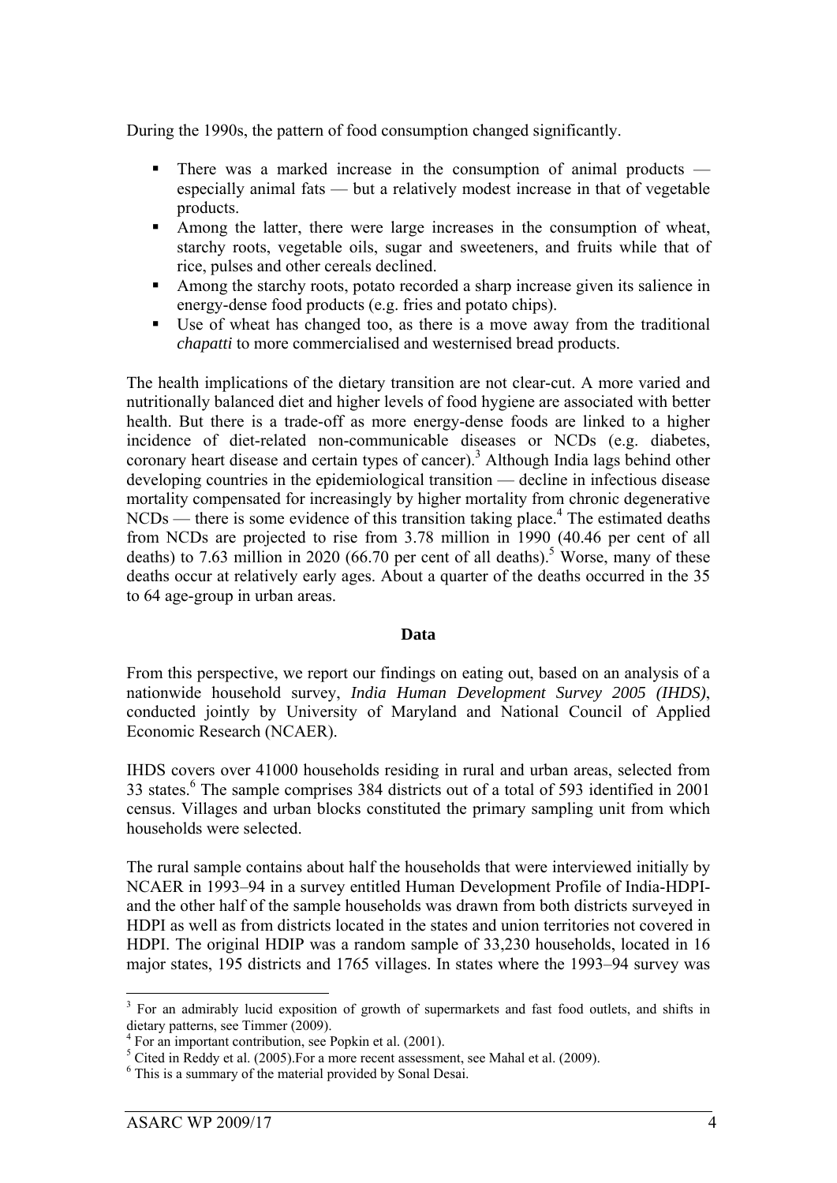During the 1990s, the pattern of food consumption changed significantly.

- There was a marked increase in the consumption of animal products — especially animal fats — but a relatively modest increase in that of vegetable products.
- Among the latter, there were large increases in the consumption of wheat, starchy roots, vegetable oils, sugar and sweeteners, and fruits while that of rice, pulses and other cereals declined.
- Among the starchy roots, potato recorded a sharp increase given its salience in energy-dense food products (e.g. fries and potato chips).
- Use of wheat has changed too, as there is a move away from the traditional *chapatti* to more commercialised and westernised bread products.

The health implications of the dietary transition are not clear-cut. A more varied and nutritionally balanced diet and higher levels of food hygiene are associated with better health. But there is a trade-off as more energy-dense foods are linked to a higher incidence of diet-related non-communicable diseases or NCDs (e.g. diabetes, coronary heart disease and certain types of cancer).[3] Although India lags behind other developing countries in the epidemiological transition — decline in infectious disease mortality compensated for increasingly by higher mortality from chronic degenerative NCDs — there is some evidence of this transition taking place.[4] The estimated deaths from NCDs are projected to rise from 3.78 million in 1990 (40.46 per cent of all deaths) to 7.63 million in 2020 (66.70 per cent of all deaths).[5] Worse, many of these deaths occur at relatively early ages. About a quarter of the deaths occurred in the 35 to 64 age-group in urban areas.

## Data

From this perspective, we report our findings on eating out, based on an analysis of a nationwide household survey, *India Human Development Survey 2005 (IHDS)*, conducted jointly by University of Maryland and National Council of Applied Economic Research (NCAER).

IHDS covers over 41000 households residing in rural and urban areas, selected from 33 states.[6] The sample comprises 384 districts out of a total of 593 identified in 2001 census. Villages and urban blocks constituted the primary sampling unit from which households were selected.

The rural sample contains about half the households that were interviewed initially by NCAER in 1993–94 in a survey entitled Human Development Profile of India-HDPI- and the other half of the sample households was drawn from both districts surveyed in HDPI as well as from districts located in the states and union territories not covered in HDPI. The original HDIP was a random sample of 33,230 households, located in 16 major states, 195 districts and 1765 villages. In states where the 1993–94 survey was

---

[3] For an admirably lucid exposition of growth of supermarkets and fast food outlets, and shifts in dietary patterns, see Timmer (2009).

[4] For an important contribution, see Popkin et al. (2001).

[5] Cited in Reddy et al. (2005).For a more recent assessment, see Mahal et al. (2009).

[6] This is a summary of the material provided by Sonal Desai.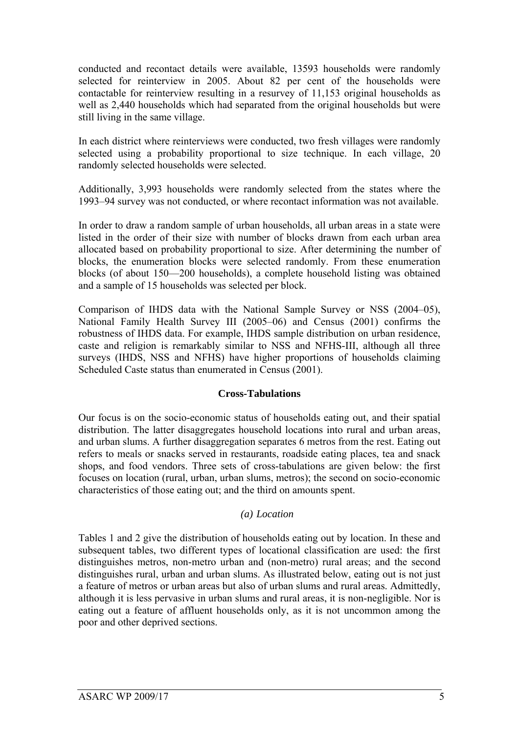conducted and recontact details were available, 13593 households were randomly selected for reinterview in 2005. About 82 per cent of the households were contactable for reinterview resulting in a resurvey of 11,153 original households as well as 2,440 households which had separated from the original households but were still living in the same village.

In each district where reinterviews were conducted, two fresh villages were randomly selected using a probability proportional to size technique. In each village, 20 randomly selected households were selected.

Additionally, 3,993 households were randomly selected from the states where the 1993–94 survey was not conducted, or where recontact information was not available.

In order to draw a random sample of urban households, all urban areas in a state were listed in the order of their size with number of blocks drawn from each urban area allocated based on probability proportional to size. After determining the number of blocks, the enumeration blocks were selected randomly. From these enumeration blocks (of about 150—200 households), a complete household listing was obtained and a sample of 15 households was selected per block.

Comparison of IHDS data with the National Sample Survey or NSS (2004–05), National Family Health Survey III (2005–06) and Census (2001) confirms the robustness of IHDS data. For example, IHDS sample distribution on urban residence, caste and religion is remarkably similar to NSS and NFHS-III, although all three surveys (IHDS, NSS and NFHS) have higher proportions of households claiming Scheduled Caste status than enumerated in Census (2001).

## Cross-Tabulations

Our focus is on the socio-economic status of households eating out, and their spatial distribution. The latter disaggregates household locations into rural and urban areas, and urban slums. A further disaggregation separates 6 metros from the rest. Eating out refers to meals or snacks served in restaurants, roadside eating places, tea and snack shops, and food vendors. Three sets of cross-tabulations are given below: the first focuses on location (rural, urban, urban slums, metros); the second on socio-economic characteristics of those eating out; and the third on amounts spent.

### *(a) Location*

Tables 1 and 2 give the distribution of households eating out by location. In these and subsequent tables, two different types of locational classification are used: the first distinguishes metros, non-metro urban and (non-metro) rural areas; and the second distinguishes rural, urban and urban slums. As illustrated below, eating out is not just a feature of metros or urban areas but also of urban slums and rural areas. Admittedly, although it is less pervasive in urban slums and rural areas, it is non-negligible. Nor is eating out a feature of affluent households only, as it is not uncommon among the poor and other deprived sections.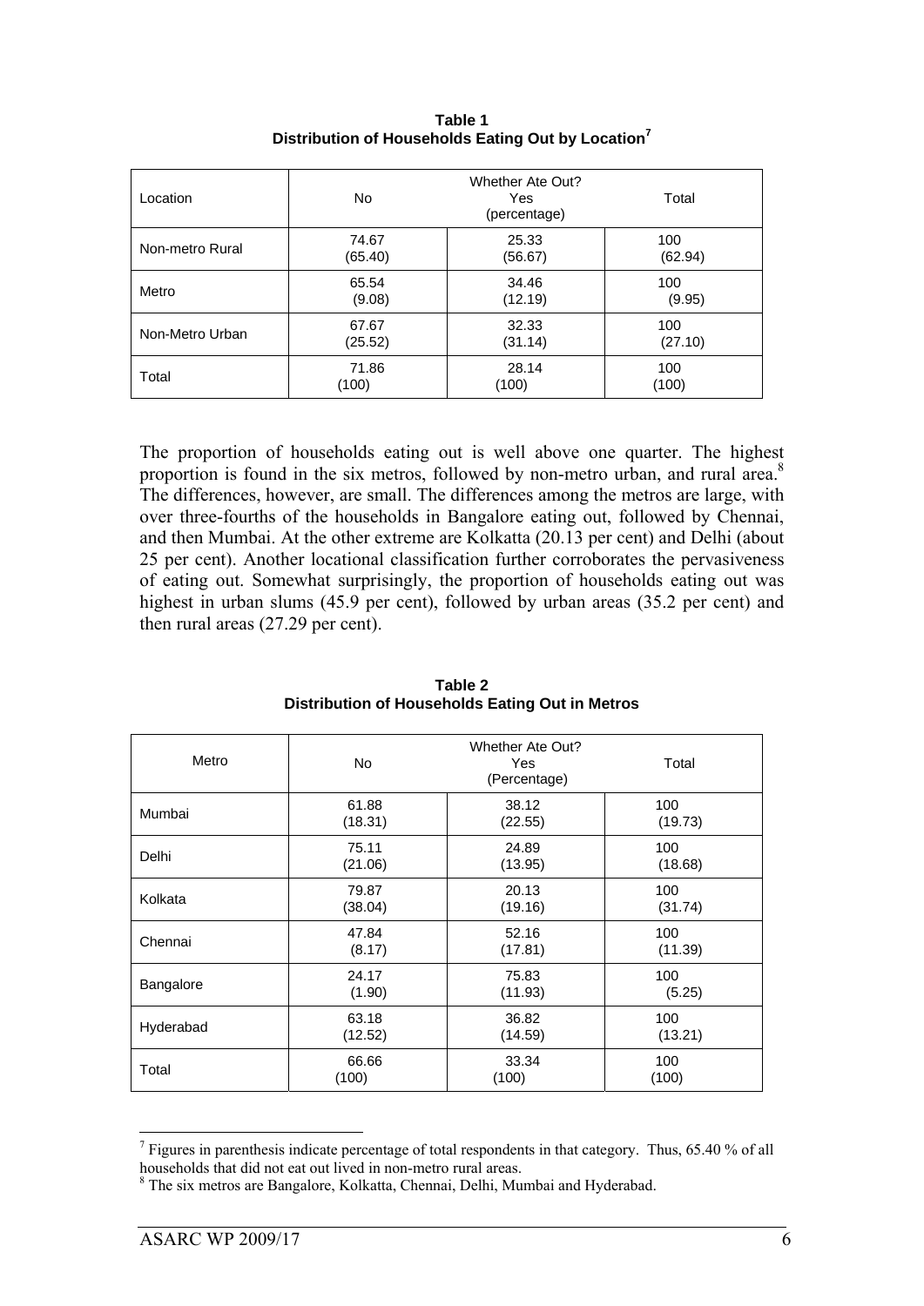**Table 1**
**Distribution of Households Eating Out by Location[7]**

| Location | Whether Ate Out? No | Yes (percentage) | Total |
|---|---|---|---|
| Non-metro Rural | 74.67 (65.40) | 25.33 (56.67) | 100 (62.94) |
| Metro | 65.54 (9.08) | 34.46 (12.19) | 100 (9.95) |
| Non-Metro Urban | 67.67 (25.52) | 32.33 (31.14) | 100 (27.10) |
| Total | 71.86 (100) | 28.14 (100) | 100 (100) |

The proportion of households eating out is well above one quarter. The highest proportion is found in the six metros, followed by non-metro urban, and rural area.[8] The differences, however, are small. The differences among the metros are large, with over three-fourths of the households in Bangalore eating out, followed by Chennai, and then Mumbai. At the other extreme are Kolkatta (20.13 per cent) and Delhi (about 25 per cent). Another locational classification further corroborates the pervasiveness of eating out. Somewhat surprisingly, the proportion of households eating out was highest in urban slums (45.9 per cent), followed by urban areas (35.2 per cent) and then rural areas (27.29 per cent).

**Table 2**
**Distribution of Households Eating Out in Metros**

| Metro | Whether Ate Out? No | Yes (Percentage) | Total |
|---|---|---|---|
| Mumbai | 61.88 (18.31) | 38.12 (22.55) | 100 (19.73) |
| Delhi | 75.11 (21.06) | 24.89 (13.95) | 100 (18.68) |
| Kolkata | 79.87 (38.04) | 20.13 (19.16) | 100 (31.74) |
| Chennai | 47.84 (8.17) | 52.16 (17.81) | 100 (11.39) |
| Bangalore | 24.17 (1.90) | 75.83 (11.93) | 100 (5.25) |
| Hyderabad | 63.18 (12.52) | 36.82 (14.59) | 100 (13.21) |
| Total | 66.66 (100) | 33.34 (100) | 100 (100) |

[7] Figures in parenthesis indicate percentage of total respondents in that category. Thus, 65.40 % of all households that did not eat out lived in non-metro rural areas.

[8] The six metros are Bangalore, Kolkatta, Chennai, Delhi, Mumbai and Hyderabad.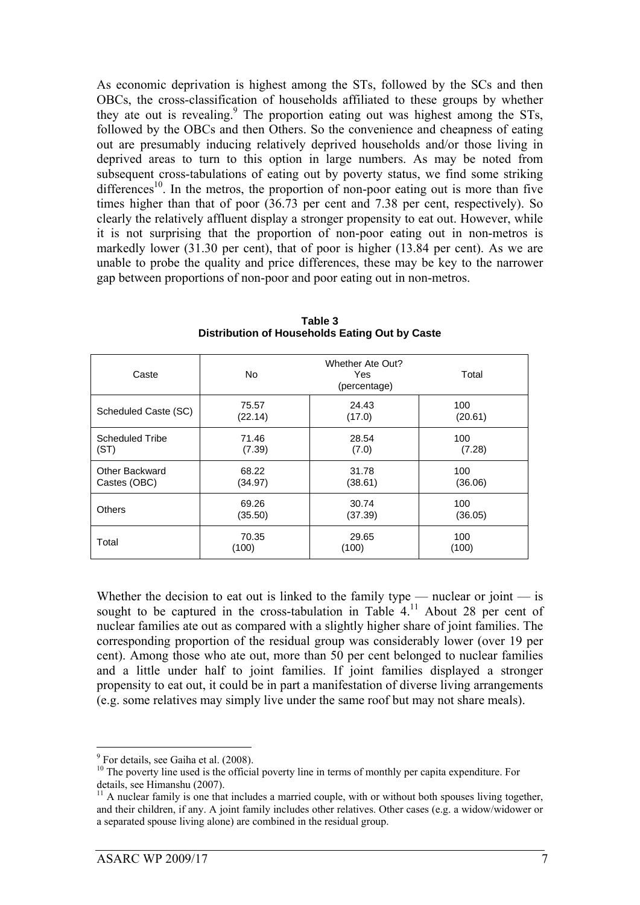As economic deprivation is highest among the STs, followed by the SCs and then OBCs, the cross-classification of households affiliated to these groups by whether they ate out is revealing.[9] The proportion eating out was highest among the STs, followed by the OBCs and then Others. So the convenience and cheapness of eating out are presumably inducing relatively deprived households and/or those living in deprived areas to turn to this option in large numbers. As may be noted from subsequent cross-tabulations of eating out by poverty status, we find some striking differences[10]. In the metros, the proportion of non-poor eating out is more than five times higher than that of poor (36.73 per cent and 7.38 per cent, respectively). So clearly the relatively affluent display a stronger propensity to eat out. However, while it is not surprising that the proportion of non-poor eating out in non-metros is markedly lower (31.30 per cent), that of poor is higher (13.84 per cent). As we are unable to probe the quality and price differences, these may be key to the narrower gap between proportions of non-poor and poor eating out in non-metros.

**Table 3**
**Distribution of Households Eating Out by Caste**

| Caste | Whether Ate Out? (percentage) | | |
|---|---|---|---|
| | No | Yes | Total |
| Scheduled Caste (SC) | 75.57 (22.14) | 24.43 (17.0) | 100 (20.61) |
| Scheduled Tribe (ST) | 71.46 (7.39) | 28.54 (7.0) | 100 (7.28) |
| Other Backward Castes (OBC) | 68.22 (34.97) | 31.78 (38.61) | 100 (36.06) |
| Others | 69.26 (35.50) | 30.74 (37.39) | 100 (36.05) |
| Total | 70.35 (100) | 29.65 (100) | 100 (100) |

Whether the decision to eat out is linked to the family type — nuclear or joint — is sought to be captured in the cross-tabulation in Table 4.[11] About 28 per cent of nuclear families ate out as compared with a slightly higher share of joint families. The corresponding proportion of the residual group was considerably lower (over 19 per cent). Among those who ate out, more than 50 per cent belonged to nuclear families and a little under half to joint families. If joint families displayed a stronger propensity to eat out, it could be in part a manifestation of diverse living arrangements (e.g. some relatives may simply live under the same roof but may not share meals).

[9] For details, see Gaiha et al. (2008).

[10] The poverty line used is the official poverty line in terms of monthly per capita expenditure. For details, see Himanshu (2007).

[11] A nuclear family is one that includes a married couple, with or without both spouses living together, and their children, if any. A joint family includes other relatives. Other cases (e.g. a widow/widower or a separated spouse living alone) are combined in the residual group.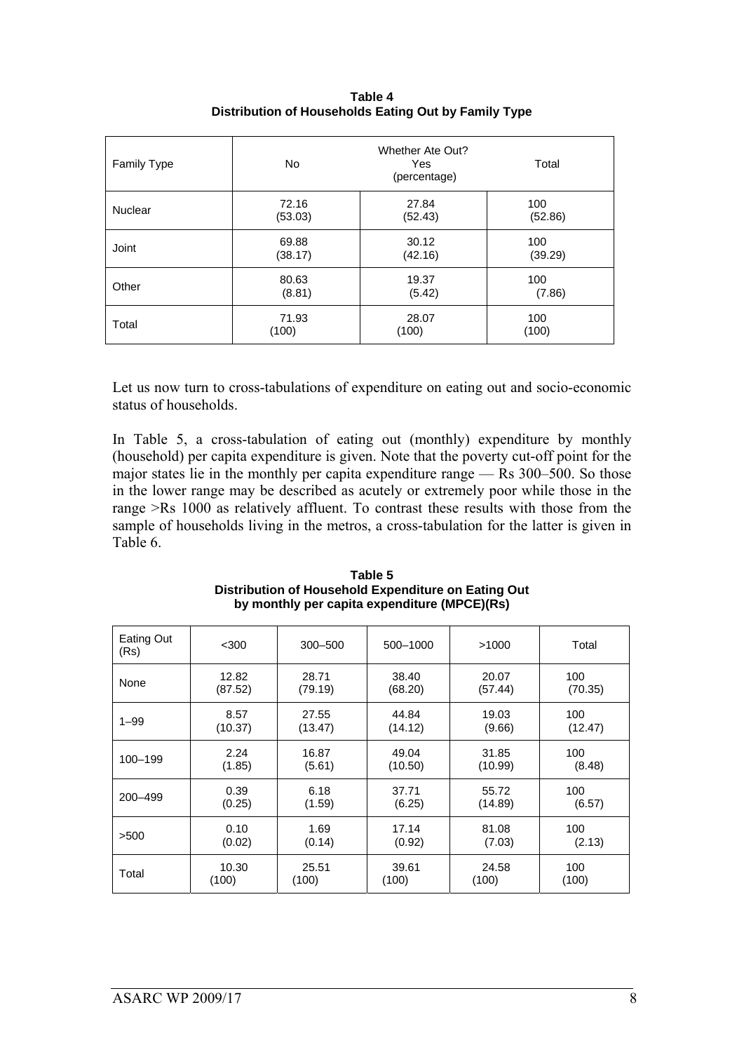**Table 4**
**Distribution of Households Eating Out by Family Type**

| Family Type | Whether Ate Out? (percentage) No | Yes | Total |
|---|---|---|---|
| Nuclear | 72.16 (53.03) | 27.84 (52.43) | 100 (52.86) |
| Joint | 69.88 (38.17) | 30.12 (42.16) | 100 (39.29) |
| Other | 80.63 (8.81) | 19.37 (5.42) | 100 (7.86) |
| Total | 71.93 (100) | 28.07 (100) | 100 (100) |

Let us now turn to cross-tabulations of expenditure on eating out and socio-economic status of households.

In Table 5, a cross-tabulation of eating out (monthly) expenditure by monthly (household) per capita expenditure is given. Note that the poverty cut-off point for the major states lie in the monthly per capita expenditure range — Rs 300–500. So those in the lower range may be described as acutely or extremely poor while those in the range >Rs 1000 as relatively affluent. To contrast these results with those from the sample of households living in the metros, a cross-tabulation for the latter is given in Table 6.

**Table 5**
**Distribution of Household Expenditure on Eating Out by monthly per capita expenditure (MPCE)(Rs)**

| Eating Out (Rs) | <300 | 300–500 | 500–1000 | >1000 | Total |
|---|---|---|---|---|---|
| None | 12.82 (87.52) | 28.71 (79.19) | 38.40 (68.20) | 20.07 (57.44) | 100 (70.35) |
| 1–99 | 8.57 (10.37) | 27.55 (13.47) | 44.84 (14.12) | 19.03 (9.66) | 100 (12.47) |
| 100–199 | 2.24 (1.85) | 16.87 (5.61) | 49.04 (10.50) | 31.85 (10.99) | 100 (8.48) |
| 200–499 | 0.39 (0.25) | 6.18 (1.59) | 37.71 (6.25) | 55.72 (14.89) | 100 (6.57) |
| >500 | 0.10 (0.02) | 1.69 (0.14) | 17.14 (0.92) | 81.08 (7.03) | 100 (2.13) |
| Total | 10.30 (100) | 25.51 (100) | 39.61 (100) | 24.58 (100) | 100 (100) |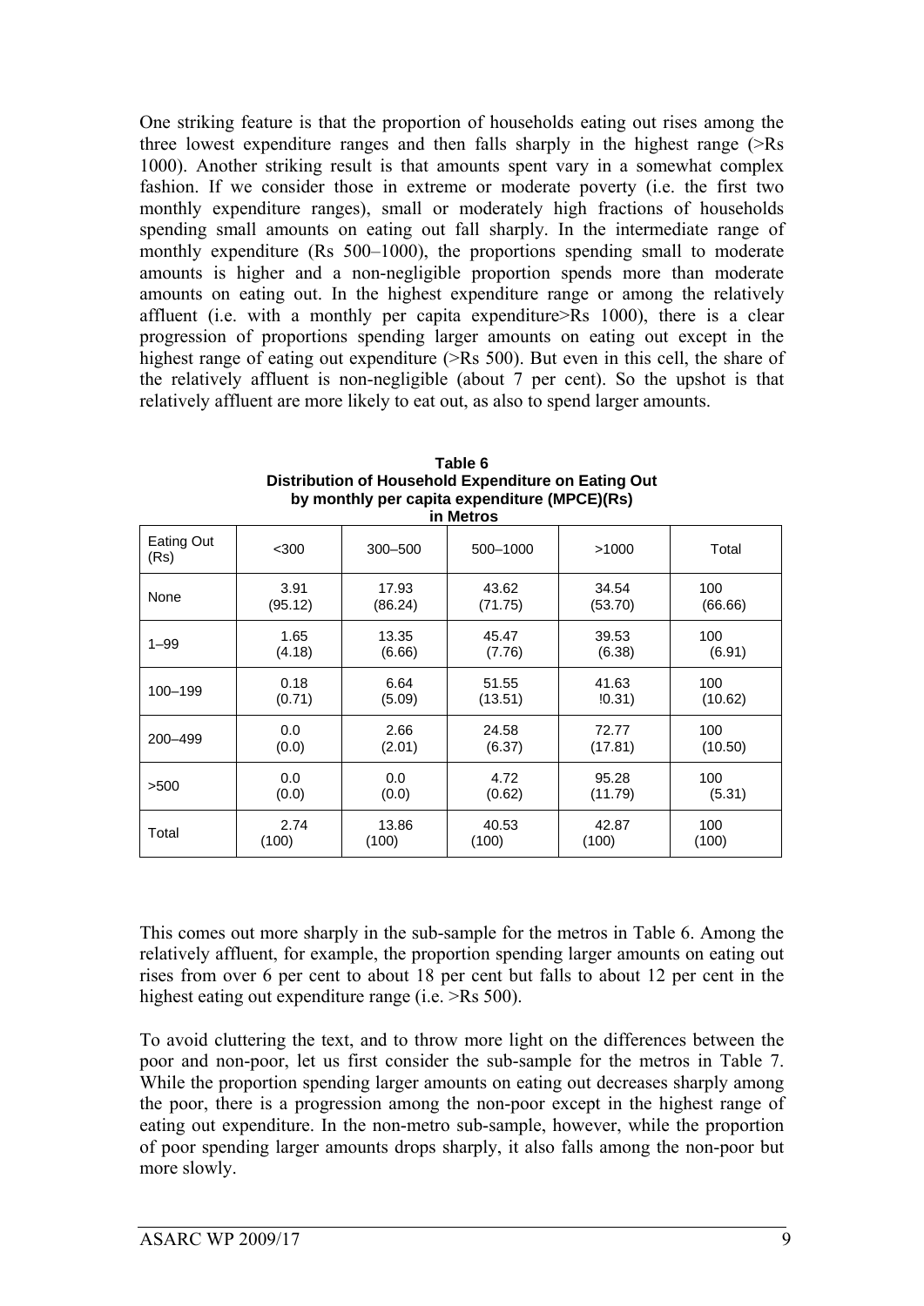One striking feature is that the proportion of households eating out rises among the three lowest expenditure ranges and then falls sharply in the highest range (>Rs 1000). Another striking result is that amounts spent vary in a somewhat complex fashion. If we consider those in extreme or moderate poverty (i.e. the first two monthly expenditure ranges), small or moderately high fractions of households spending small amounts on eating out fall sharply. In the intermediate range of monthly expenditure (Rs 500–1000), the proportions spending small to moderate amounts is higher and a non-negligible proportion spends more than moderate amounts on eating out. In the highest expenditure range or among the relatively affluent (i.e. with a monthly per capita expenditure>Rs 1000), there is a clear progression of proportions spending larger amounts on eating out except in the highest range of eating out expenditure (>Rs 500). But even in this cell, the share of the relatively affluent is non-negligible (about 7 per cent). So the upshot is that relatively affluent are more likely to eat out, as also to spend larger amounts.

**Table 6**
**Distribution of Household Expenditure on Eating Out by monthly per capita expenditure (MPCE)(Rs) in Metros**

| Eating Out (Rs) | <300 | 300–500 | 500–1000 | >1000 | Total |
|---|---|---|---|---|---|
| None | 3.91 (95.12) | 17.93 (86.24) | 43.62 (71.75) | 34.54 (53.70) | 100 (66.66) |
| 1–99 | 1.65 (4.18) | 13.35 (6.66) | 45.47 (7.76) | 39.53 (6.38) | 100 (6.91) |
| 100–199 | 0.18 (0.71) | 6.64 (5.09) | 51.55 (13.51) | 41.63 !0.31) | 100 (10.62) |
| 200–499 | 0.0 (0.0) | 2.66 (2.01) | 24.58 (6.37) | 72.77 (17.81) | 100 (10.50) |
| >500 | 0.0 (0.0) | 0.0 (0.0) | 4.72 (0.62) | 95.28 (11.79) | 100 (5.31) |
| Total | 2.74 (100) | 13.86 (100) | 40.53 (100) | 42.87 (100) | 100 (100) |

This comes out more sharply in the sub-sample for the metros in Table 6. Among the relatively affluent, for example, the proportion spending larger amounts on eating out rises from over 6 per cent to about 18 per cent but falls to about 12 per cent in the highest eating out expenditure range (i.e. >Rs 500).

To avoid cluttering the text, and to throw more light on the differences between the poor and non-poor, let us first consider the sub-sample for the metros in Table 7. While the proportion spending larger amounts on eating out decreases sharply among the poor, there is a progression among the non-poor except in the highest range of eating out expenditure. In the non-metro sub-sample, however, while the proportion of poor spending larger amounts drops sharply, it also falls among the non-poor but more slowly.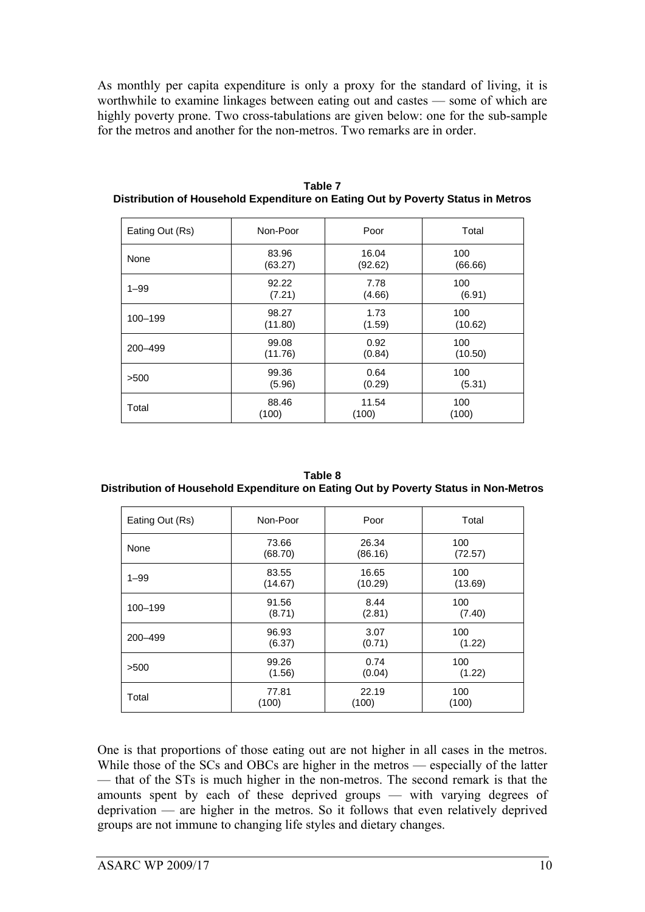As monthly per capita expenditure is only a proxy for the standard of living, it is worthwhile to examine linkages between eating out and castes — some of which are highly poverty prone. Two cross-tabulations are given below: one for the sub-sample for the metros and another for the non-metros. Two remarks are in order.

**Table 7**
**Distribution of Household Expenditure on Eating Out by Poverty Status in Metros**

| Eating Out (Rs) | Non-Poor | Poor | Total |
|---|---|---|---|
| None | 83.96 (63.27) | 16.04 (92.62) | 100 (66.66) |
| 1–99 | 92.22 (7.21) | 7.78 (4.66) | 100 (6.91) |
| 100–199 | 98.27 (11.80) | 1.73 (1.59) | 100 (10.62) |
| 200–499 | 99.08 (11.76) | 0.92 (0.84) | 100 (10.50) |
| >500 | 99.36 (5.96) | 0.64 (0.29) | 100 (5.31) |
| Total | 88.46 (100) | 11.54 (100) | 100 (100) |

**Table 8**
**Distribution of Household Expenditure on Eating Out by Poverty Status in Non-Metros**

| Eating Out (Rs) | Non-Poor | Poor | Total |
|---|---|---|---|
| None | 73.66 (68.70) | 26.34 (86.16) | 100 (72.57) |
| 1–99 | 83.55 (14.67) | 16.65 (10.29) | 100 (13.69) |
| 100–199 | 91.56 (8.71) | 8.44 (2.81) | 100 (7.40) |
| 200–499 | 96.93 (6.37) | 3.07 (0.71) | 100 (1.22) |
| >500 | 99.26 (1.56) | 0.74 (0.04) | 100 (1.22) |
| Total | 77.81 (100) | 22.19 (100) | 100 (100) |

One is that proportions of those eating out are not higher in all cases in the metros. While those of the SCs and OBCs are higher in the metros — especially of the latter — that of the STs is much higher in the non-metros. The second remark is that the amounts spent by each of these deprived groups — with varying degrees of deprivation — are higher in the metros. So it follows that even relatively deprived groups are not immune to changing life styles and dietary changes.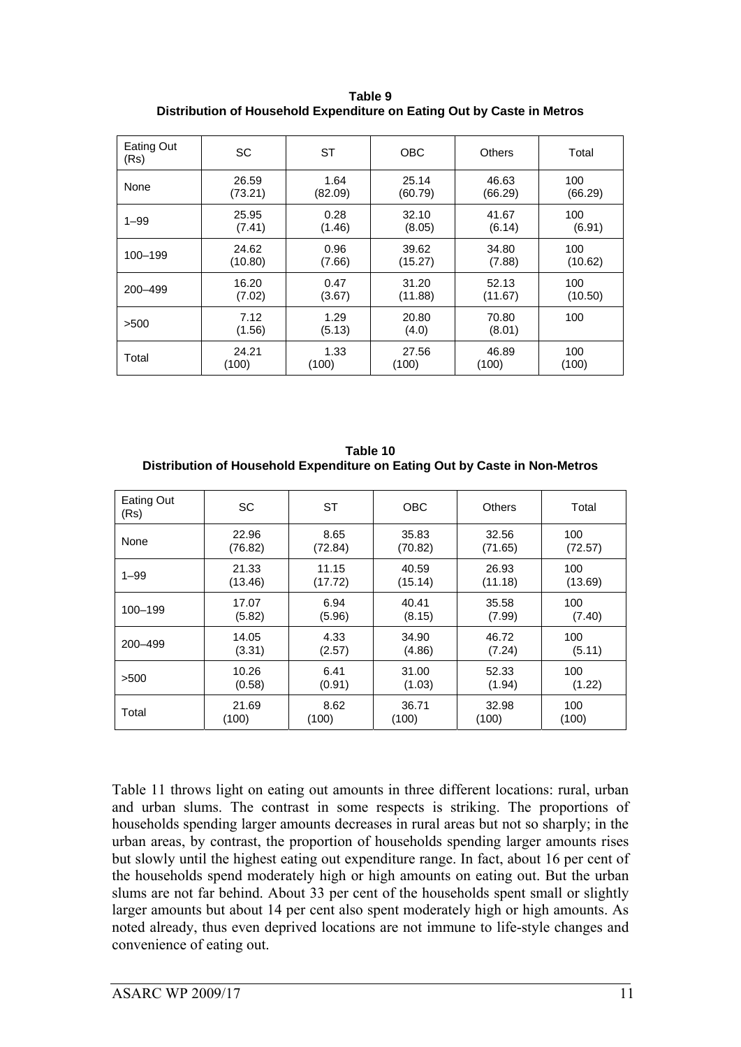**Table 9**
**Distribution of Household Expenditure on Eating Out by Caste in Metros**

| Eating Out (Rs) | SC | ST | OBC | Others | Total |
|---|---|---|---|---|---|
| None | 26.59 (73.21) | 1.64 (82.09) | 25.14 (60.79) | 46.63 (66.29) | 100 (66.29) |
| 1–99 | 25.95 (7.41) | 0.28 (1.46) | 32.10 (8.05) | 41.67 (6.14) | 100 (6.91) |
| 100–199 | 24.62 (10.80) | 0.96 (7.66) | 39.62 (15.27) | 34.80 (7.88) | 100 (10.62) |
| 200–499 | 16.20 (7.02) | 0.47 (3.67) | 31.20 (11.88) | 52.13 (11.67) | 100 (10.50) |
| >500 | 7.12 (1.56) | 1.29 (5.13) | 20.80 (4.0) | 70.80 (8.01) | 100 |
| Total | 24.21 (100) | 1.33 (100) | 27.56 (100) | 46.89 (100) | 100 (100) |

**Table 10**
**Distribution of Household Expenditure on Eating Out by Caste in Non-Metros**

| Eating Out (Rs) | SC | ST | OBC | Others | Total |
|---|---|---|---|---|---|
| None | 22.96 (76.82) | 8.65 (72.84) | 35.83 (70.82) | 32.56 (71.65) | 100 (72.57) |
| 1–99 | 21.33 (13.46) | 11.15 (17.72) | 40.59 (15.14) | 26.93 (11.18) | 100 (13.69) |
| 100–199 | 17.07 (5.82) | 6.94 (5.96) | 40.41 (8.15) | 35.58 (7.99) | 100 (7.40) |
| 200–499 | 14.05 (3.31) | 4.33 (2.57) | 34.90 (4.86) | 46.72 (7.24) | 100 (5.11) |
| >500 | 10.26 (0.58) | 6.41 (0.91) | 31.00 (1.03) | 52.33 (1.94) | 100 (1.22) |
| Total | 21.69 (100) | 8.62 (100) | 36.71 (100) | 32.98 (100) | 100 (100) |

Table 11 throws light on eating out amounts in three different locations: rural, urban and urban slums. The contrast in some respects is striking. The proportions of households spending larger amounts decreases in rural areas but not so sharply; in the urban areas, by contrast, the proportion of households spending larger amounts rises but slowly until the highest eating out expenditure range. In fact, about 16 per cent of the households spend moderately high or high amounts on eating out. But the urban slums are not far behind. About 33 per cent of the households spent small or slightly larger amounts but about 14 per cent also spent moderately high or high amounts. As noted already, thus even deprived locations are not immune to life-style changes and convenience of eating out.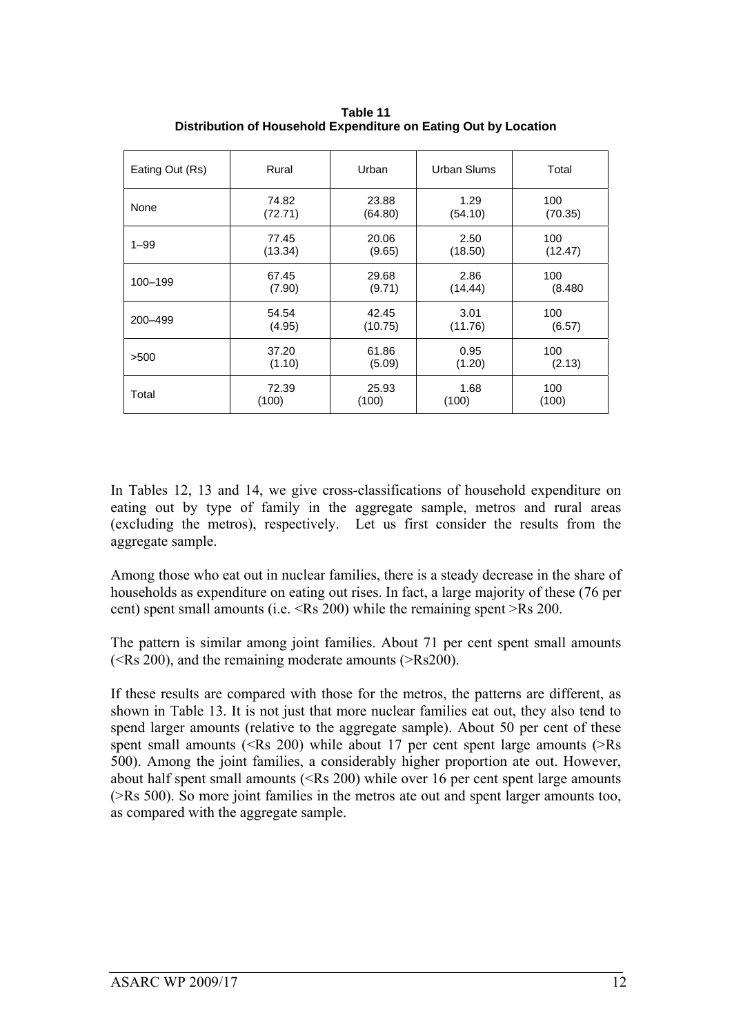**Table 11**
**Distribution of Household Expenditure on Eating Out by Location**

| Eating Out (Rs) | Rural | Urban | Urban Slums | Total |
|---|---|---|---|---|
| None | 74.82 (72.71) | 23.88 (64.80) | 1.29 (54.10) | 100 (70.35) |
| 1–99 | 77.45 (13.34) | 20.06 (9.65) | 2.50 (18.50) | 100 (12.47) |
| 100–199 | 67.45 (7.90) | 29.68 (9.71) | 2.86 (14.44) | 100 (8.480 |
| 200–499 | 54.54 (4.95) | 42.45 (10.75) | 3.01 (11.76) | 100 (6.57) |
| >500 | 37.20 (1.10) | 61.86 (5.09) | 0.95 (1.20) | 100 (2.13) |
| Total | 72.39 (100) | 25.93 (100) | 1.68 (100) | 100 (100) |

In Tables 12, 13 and 14, we give cross-classifications of household expenditure on eating out by type of family in the aggregate sample, metros and rural areas (excluding the metros), respectively. Let us first consider the results from the aggregate sample.

Among those who eat out in nuclear families, there is a steady decrease in the share of households as expenditure on eating out rises. In fact, a large majority of these (76 per cent) spent small amounts (i.e. <Rs 200) while the remaining spent >Rs 200.

The pattern is similar among joint families. About 71 per cent spent small amounts (<Rs 200), and the remaining moderate amounts (>Rs200).

If these results are compared with those for the metros, the patterns are different, as shown in Table 13. It is not just that more nuclear families eat out, they also tend to spend larger amounts (relative to the aggregate sample). About 50 per cent of these spent small amounts (<Rs 200) while about 17 per cent spent large amounts (>Rs 500). Among the joint families, a considerably higher proportion ate out. However, about half spent small amounts (<Rs 200) while over 16 per cent spent large amounts (>Rs 500). So more joint families in the metros ate out and spent larger amounts too, as compared with the aggregate sample.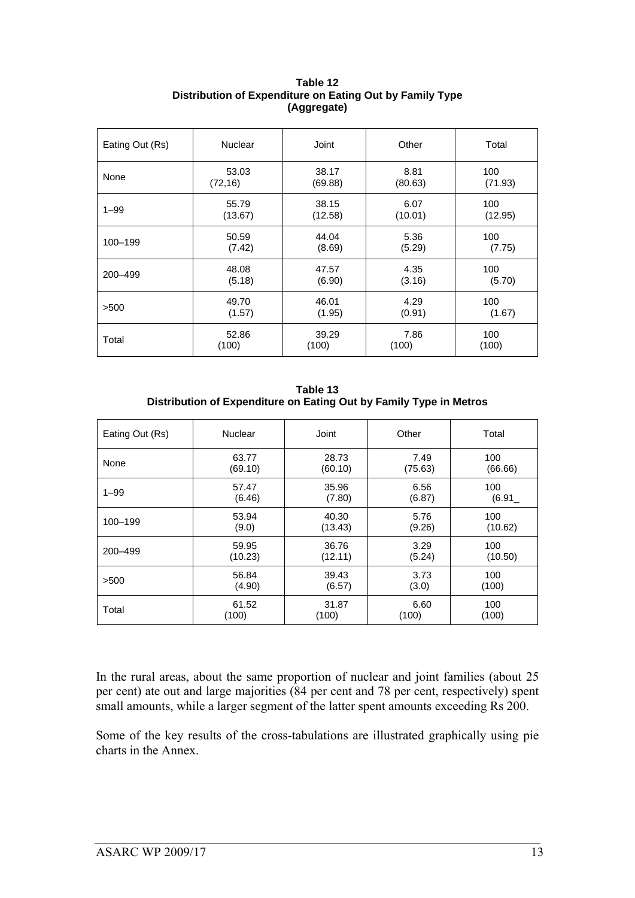**Table 12**
**Distribution of Expenditure on Eating Out by Family Type (Aggregate)**

| Eating Out (Rs) | Nuclear | Joint | Other | Total |
|---|---|---|---|---|
| None | 53.03 (72,16) | 38.17 (69.88) | 8.81 (80.63) | 100 (71.93) |
| 1–99 | 55.79 (13.67) | 38.15 (12.58) | 6.07 (10.01) | 100 (12.95) |
| 100–199 | 50.59 (7.42) | 44.04 (8.69) | 5.36 (5.29) | 100 (7.75) |
| 200–499 | 48.08 (5.18) | 47.57 (6.90) | 4.35 (3.16) | 100 (5.70) |
| >500 | 49.70 (1.57) | 46.01 (1.95) | 4.29 (0.91) | 100 (1.67) |
| Total | 52.86 (100) | 39.29 (100) | 7.86 (100) | 100 (100) |

**Table 13**
**Distribution of Expenditure on Eating Out by Family Type in Metros**

| Eating Out (Rs) | Nuclear | Joint | Other | Total |
|---|---|---|---|---|
| None | 63.77 (69.10) | 28.73 (60.10) | 7.49 (75.63) | 100 (66.66) |
| 1–99 | 57.47 (6.46) | 35.96 (7.80) | 6.56 (6.87) | 100 (6.91_ |
| 100–199 | 53.94 (9.0) | 40.30 (13.43) | 5.76 (9.26) | 100 (10.62) |
| 200–499 | 59.95 (10.23) | 36.76 (12.11) | 3.29 (5.24) | 100 (10.50) |
| >500 | 56.84 (4.90) | 39.43 (6.57) | 3.73 (3.0) | 100 (100) |
| Total | 61.52 (100) | 31.87 (100) | 6.60 (100) | 100 (100) |

In the rural areas, about the same proportion of nuclear and joint families (about 25 per cent) ate out and large majorities (84 per cent and 78 per cent, respectively) spent small amounts, while a larger segment of the latter spent amounts exceeding Rs 200.

Some of the key results of the cross-tabulations are illustrated graphically using pie charts in the Annex.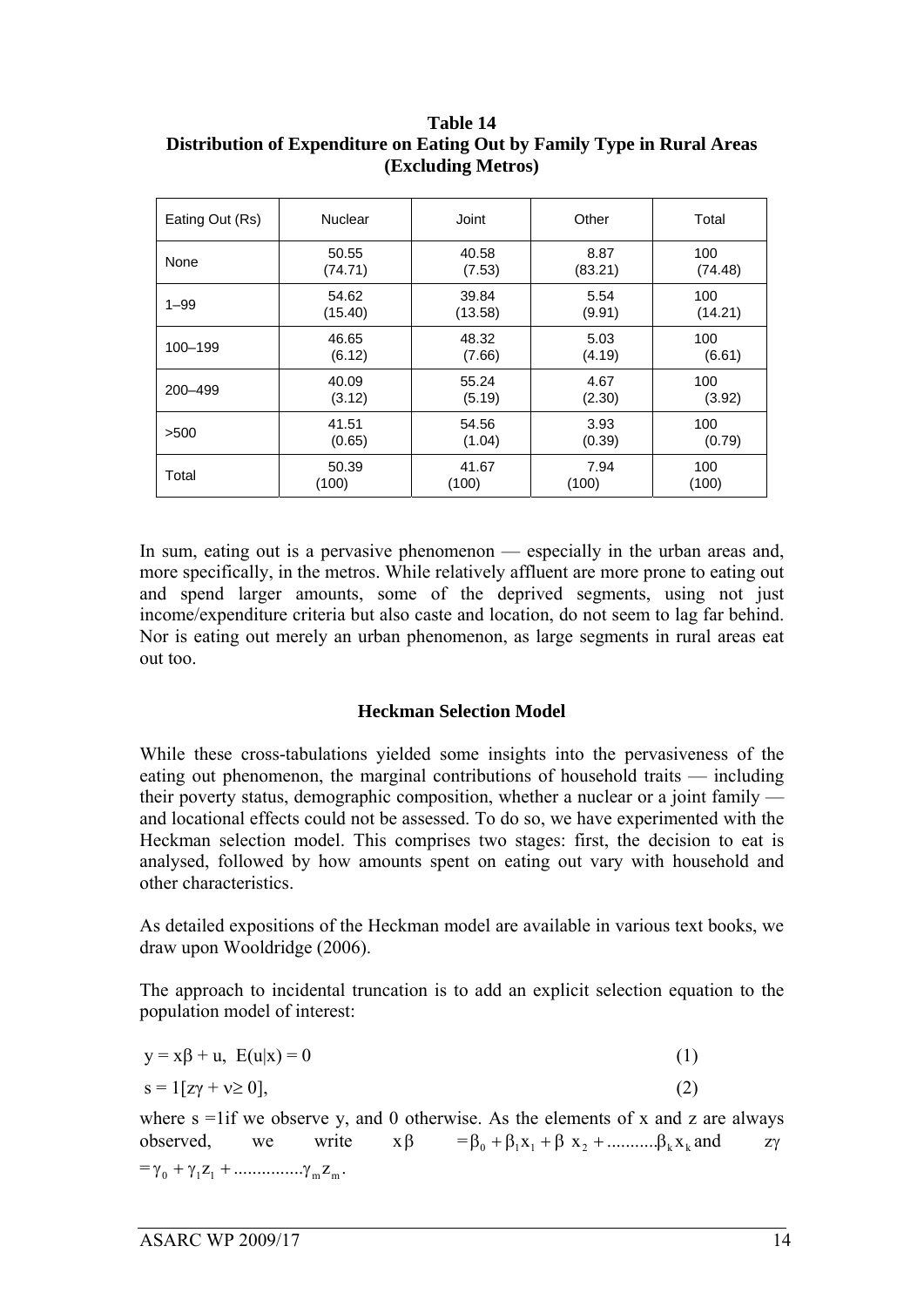**Table 14**
**Distribution of Expenditure on Eating Out by Family Type in Rural Areas (Excluding Metros)**

| Eating Out (Rs) | Nuclear | Joint | Other | Total |
|---|---|---|---|---|
| None | 50.55 (74.71) | 40.58 (7.53) | 8.87 (83.21) | 100 (74.48) |
| 1–99 | 54.62 (15.40) | 39.84 (13.58) | 5.54 (9.91) | 100 (14.21) |
| 100–199 | 46.65 (6.12) | 48.32 (7.66) | 5.03 (4.19) | 100 (6.61) |
| 200–499 | 40.09 (3.12) | 55.24 (5.19) | 4.67 (2.30) | 100 (3.92) |
| >500 | 41.51 (0.65) | 54.56 (1.04) | 3.93 (0.39) | 100 (0.79) |
| Total | 50.39 (100) | 41.67 (100) | 7.94 (100) | 100 (100) |

In sum, eating out is a pervasive phenomenon — especially in the urban areas and, more specifically, in the metros. While relatively affluent are more prone to eating out and spend larger amounts, some of the deprived segments, using not just income/expenditure criteria but also caste and location, do not seem to lag far behind. Nor is eating out merely an urban phenomenon, as large segments in rural areas eat out too.

## Heckman Selection Model

While these cross-tabulations yielded some insights into the pervasiveness of the eating out phenomenon, the marginal contributions of household traits — including their poverty status, demographic composition, whether a nuclear or a joint family — and locational effects could not be assessed. To do so, we have experimented with the Heckman selection model. This comprises two stages: first, the decision to eat is analysed, followed by how amounts spent on eating out vary with household and other characteristics.

As detailed expositions of the Heckman model are available in various text books, we draw upon Wooldridge (2006).

The approach to incidental truncation is to add an explicit selection equation to the population model of interest:

$$y = x\beta + u,\ \ E(u|x) = 0 \qquad (1)$$

$$s = 1[z\gamma + \nu \geq 0], \qquad (2)$$

where s =1if we observe y, and 0 otherwise. As the elements of x and z are always observed, we write $x\beta = \beta_0 + \beta_1 x_1 + \beta\ x_2 + ..........\beta_k x_k$ and $z\gamma = \gamma_0 + \gamma_1 z_1 + ..............\gamma_m z_m$.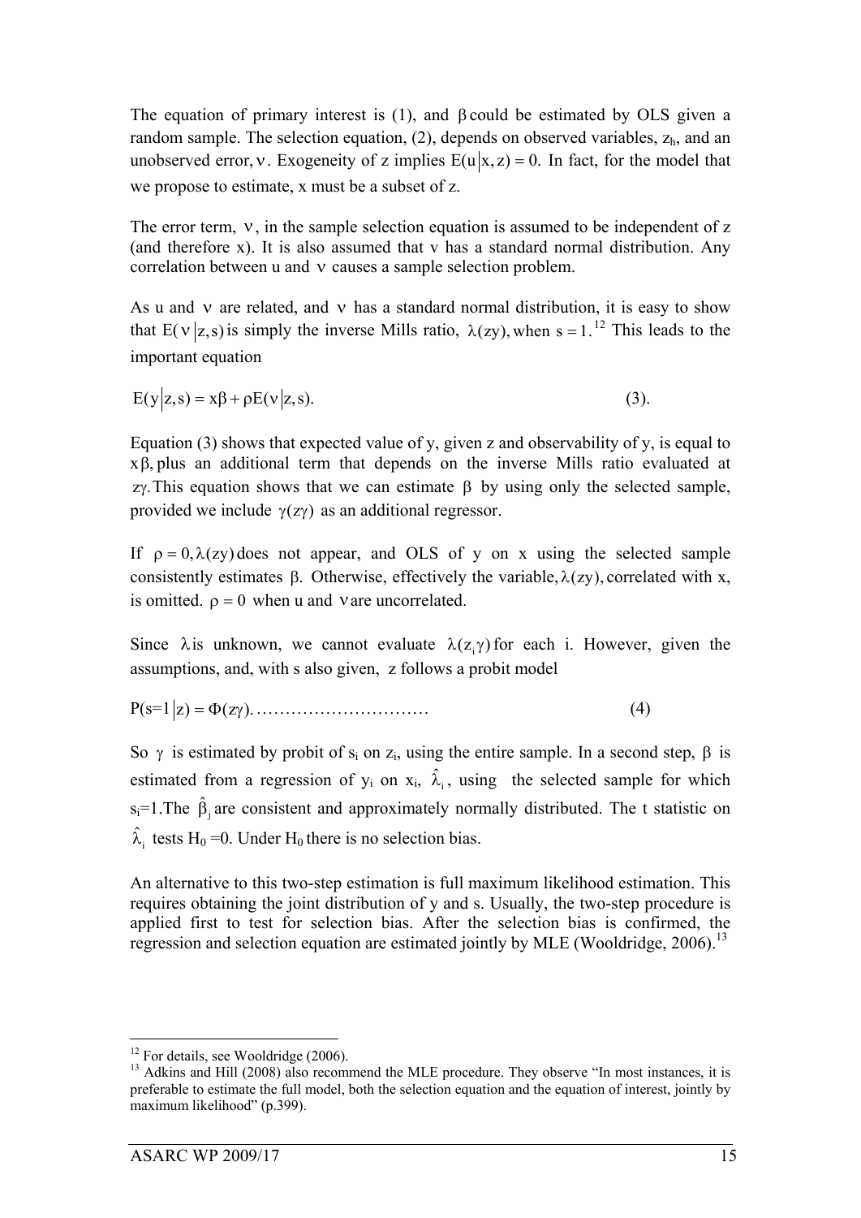The equation of primary interest is (1), and $\beta$ could be estimated by OLS given a random sample. The selection equation, (2), depends on observed variables, $z_h$, and an unobserved error, $\nu$. Exogeneity of z implies $E(u|x,z) = 0$. In fact, for the model that we propose to estimate, x must be a subset of z.

The error term, $\nu$, in the sample selection equation is assumed to be independent of z (and therefore x). It is also assumed that v has a standard normal distribution. Any correlation between u and $\nu$ causes a sample selection problem.

As u and $\nu$ are related, and $\nu$ has a standard normal distribution, it is easy to show that $E(\nu|z,s)$ is simply the inverse Mills ratio, $\lambda(zy)$, when $s = 1$.[12] This leads to the important equation

$$E(y|z,s) = x\beta + \rho E(\nu|z,s). \quad (3).$$

Equation (3) shows that expected value of y, given z and observability of y, is equal to $x\beta$, plus an additional term that depends on the inverse Mills ratio evaluated at $z\gamma$. This equation shows that we can estimate $\beta$ by using only the selected sample, provided we include $\gamma(z\gamma)$ as an additional regressor.

If $\rho = 0, \lambda(zy)$ does not appear, and OLS of y on x using the selected sample consistently estimates $\beta$. Otherwise, effectively the variable, $\lambda(zy)$, correlated with x, is omitted. $\rho = 0$ when u and $\nu$ are uncorrelated.

Since $\lambda$ is unknown, we cannot evaluate $\lambda(z_i\gamma)$ for each i. However, given the assumptions, and, with s also given, z follows a probit model

$$P(s=1|z) = \Phi(z\gamma).\ldots\ldots\ldots\ldots\ldots\ldots\ldots\ldots\ldots \quad (4)$$

So $\gamma$ is estimated by probit of $s_i$ on $z_i$, using the entire sample. In a second step, $\beta$ is estimated from a regression of $y_i$ on $x_i$, $\hat{\lambda}_i$, using the selected sample for which $s_i$=1.The $\hat{\beta}_j$ are consistent and approximately normally distributed. The t statistic on $\hat{\lambda}_i$ tests $H_0$ =0. Under $H_0$ there is no selection bias.

An alternative to this two-step estimation is full maximum likelihood estimation. This requires obtaining the joint distribution of y and s. Usually, the two-step procedure is applied first to test for selection bias. After the selection bias is confirmed, the regression and selection equation are estimated jointly by MLE (Wooldridge, 2006).[13]

---

[12] For details, see Wooldridge (2006).

[13] Adkins and Hill (2008) also recommend the MLE procedure. They observe "In most instances, it is preferable to estimate the full model, both the selection equation and the equation of interest, jointly by maximum likelihood" (p.399).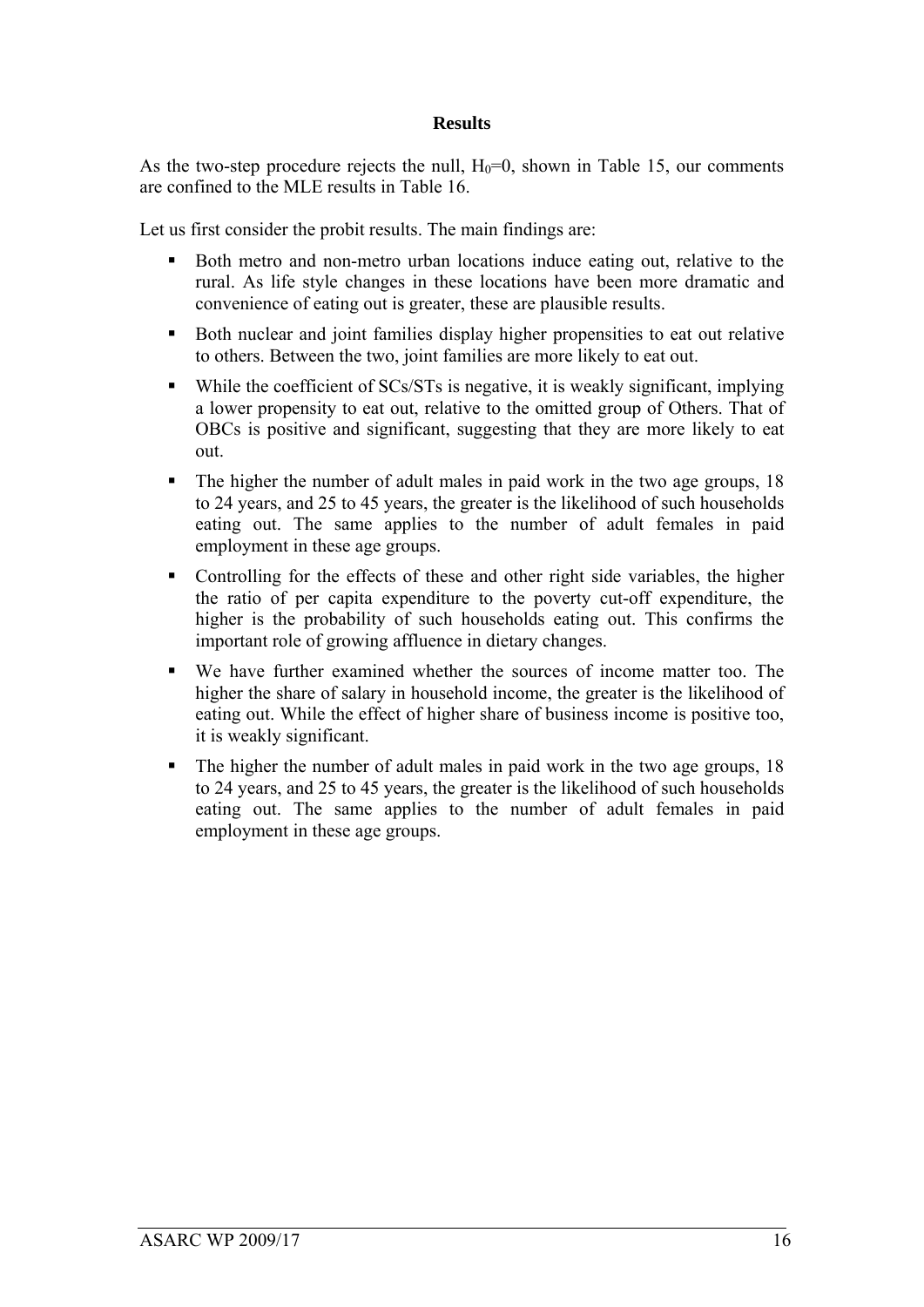**Results**

As the two-step procedure rejects the null, $H_0=0$, shown in Table 15, our comments are confined to the MLE results in Table 16.

Let us first consider the probit results. The main findings are:

- Both metro and non-metro urban locations induce eating out, relative to the rural. As life style changes in these locations have been more dramatic and convenience of eating out is greater, these are plausible results.
- Both nuclear and joint families display higher propensities to eat out relative to others. Between the two, joint families are more likely to eat out.
- While the coefficient of SCs/STs is negative, it is weakly significant, implying a lower propensity to eat out, relative to the omitted group of Others. That of OBCs is positive and significant, suggesting that they are more likely to eat out.
- The higher the number of adult males in paid work in the two age groups, 18 to 24 years, and 25 to 45 years, the greater is the likelihood of such households eating out. The same applies to the number of adult females in paid employment in these age groups.
- Controlling for the effects of these and other right side variables, the higher the ratio of per capita expenditure to the poverty cut-off expenditure, the higher is the probability of such households eating out. This confirms the important role of growing affluence in dietary changes.
- We have further examined whether the sources of income matter too. The higher the share of salary in household income, the greater is the likelihood of eating out. While the effect of higher share of business income is positive too, it is weakly significant.
- The higher the number of adult males in paid work in the two age groups, 18 to 24 years, and 25 to 45 years, the greater is the likelihood of such households eating out. The same applies to the number of adult females in paid employment in these age groups.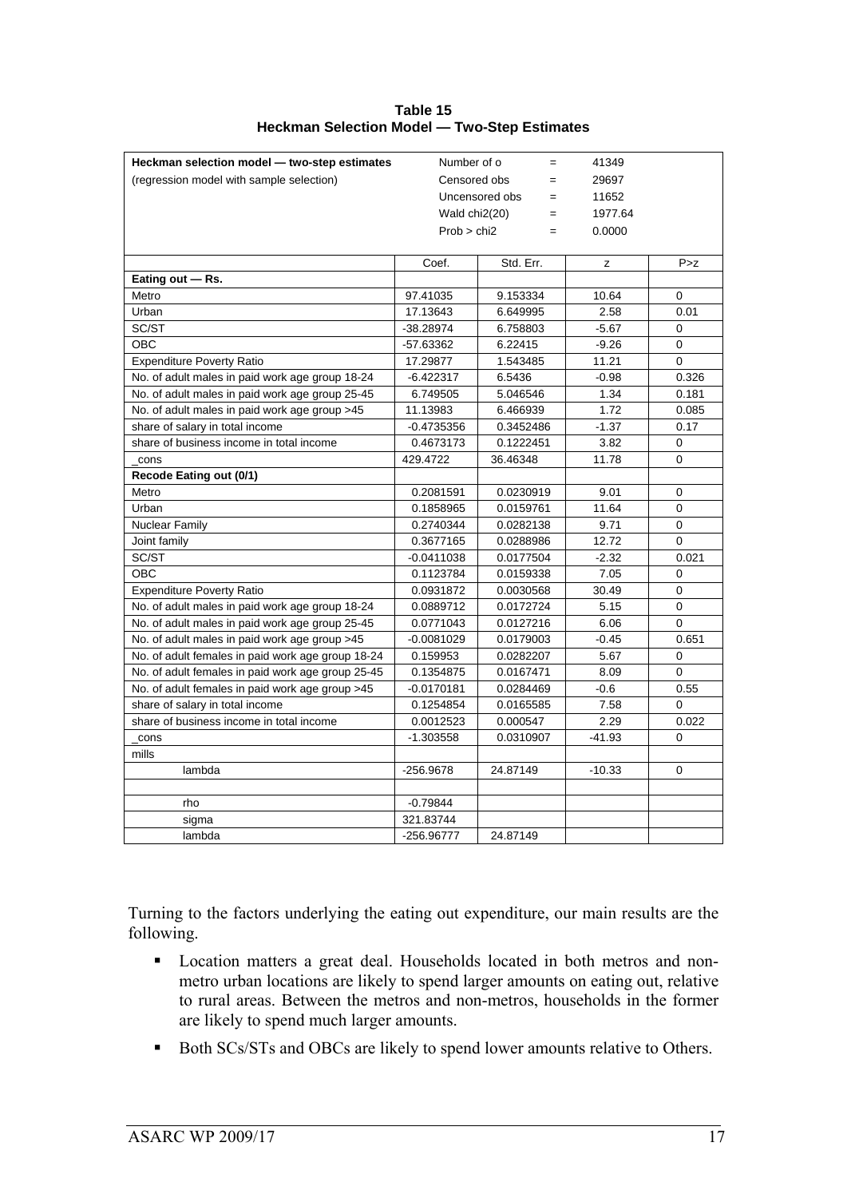**Table 15**
**Heckman Selection Model — Two-Step Estimates**

| Heckman selection model — two-step estimates | Number of o | = | 41349 | |
|---|---|---|---|---|
| (regression model with sample selection) | Censored obs | = | 29697 | |
| | Uncensored obs | = | 11652 | |
| | Wald chi2(20) | = | 1977.64 | |
| | Prob > chi2 | = | 0.0000 | |

| | Coef. | Std. Err. | z | P>z |
|---|---|---|---|---|
| **Eating out — Rs.** | | | | |
| Metro | 97.41035 | 9.153334 | 10.64 | 0 |
| Urban | 17.13643 | 6.649995 | 2.58 | 0.01 |
| SC/ST | -38.28974 | 6.758803 | -5.67 | 0 |
| OBC | -57.63362 | 6.22415 | -9.26 | 0 |
| Expenditure Poverty Ratio | 17.29877 | 1.543485 | 11.21 | 0 |
| No. of adult males in paid work age group 18-24 | -6.422317 | 6.5436 | -0.98 | 0.326 |
| No. of adult males in paid work age group 25-45 | 6.749505 | 5.046546 | 1.34 | 0.181 |
| No. of adult males in paid work age group >45 | 11.13983 | 6.466939 | 1.72 | 0.085 |
| share of salary in total income | -0.4735356 | 0.3452486 | -1.37 | 0.17 |
| share of business income in total income | 0.4673173 | 0.1222451 | 3.82 | 0 |
| _cons | 429.4722 | 36.46348 | 11.78 | 0 |
| **Recode Eating out (0/1)** | | | | |
| Metro | 0.2081591 | 0.0230919 | 9.01 | 0 |
| Urban | 0.1858965 | 0.0159761 | 11.64 | 0 |
| Nuclear Family | 0.2740344 | 0.0282138 | 9.71 | 0 |
| Joint family | 0.3677165 | 0.0288986 | 12.72 | 0 |
| SC/ST | -0.0411038 | 0.0177504 | -2.32 | 0.021 |
| OBC | 0.1123784 | 0.0159338 | 7.05 | 0 |
| Expenditure Poverty Ratio | 0.0931872 | 0.0030568 | 30.49 | 0 |
| No. of adult males in paid work age group 18-24 | 0.0889712 | 0.0172724 | 5.15 | 0 |
| No. of adult males in paid work age group 25-45 | 0.0771043 | 0.0127216 | 6.06 | 0 |
| No. of adult males in paid work age group >45 | -0.0081029 | 0.0179003 | -0.45 | 0.651 |
| No. of adult females in paid work age group 18-24 | 0.159953 | 0.0282207 | 5.67 | 0 |
| No. of adult females in paid work age group 25-45 | 0.1354875 | 0.0167471 | 8.09 | 0 |
| No. of adult females in paid work age group >45 | -0.0170181 | 0.0284469 | -0.6 | 0.55 |
| share of salary in total income | 0.1254854 | 0.0165585 | 7.58 | 0 |
| share of business income in total income | 0.0012523 | 0.000547 | 2.29 | 0.022 |
| _cons | -1.303558 | 0.0310907 | -41.93 | 0 |
| mills | | | | |
| lambda | -256.9678 | 24.87149 | -10.33 | 0 |
| | | | | |
| rho | -0.79844 | | | |
| sigma | 321.83744 | | | |
| lambda | -256.96777 | 24.87149 | | |

Turning to the factors underlying the eating out expenditure, our main results are the following.

- Location matters a great deal. Households located in both metros and non-metro urban locations are likely to spend larger amounts on eating out, relative to rural areas. Between the metros and non-metros, households in the former are likely to spend much larger amounts.
- Both SCs/STs and OBCs are likely to spend lower amounts relative to Others.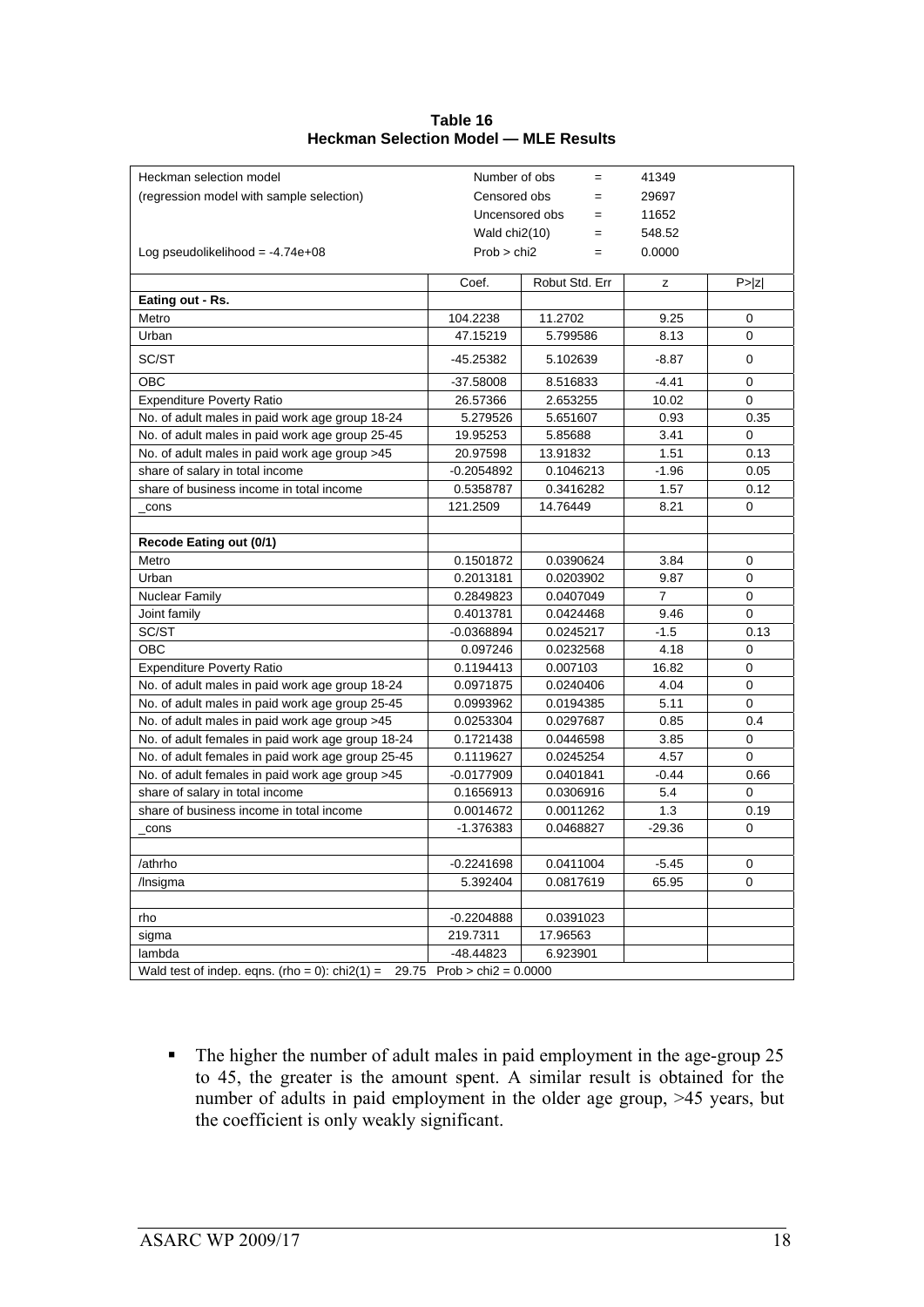**Table 16**
**Heckman Selection Model — MLE Results**

| Heckman selection model | Number of obs | = | 41349 | |
|---|---|---|---|---|
| (regression model with sample selection) | Censored obs | = | 29697 | |
| | Uncensored obs | = | 11652 | |
| | Wald chi2(10) | = | 548.52 | |
| Log pseudolikelihood = -4.74e+08 | Prob > chi2 | = | 0.0000 | |

| | Coef. | Robust Std. Err | z | P>\|z\| |
|---|---|---|---|---|
| **Eating out - Rs.** | | | | |
| Metro | 104.2238 | 11.2702 | 9.25 | 0 |
| Urban | 47.15219 | 5.799586 | 8.13 | 0 |
| SC/ST | -45.25382 | 5.102639 | -8.87 | 0 |
| OBC | -37.58008 | 8.516833 | -4.41 | 0 |
| Expenditure Poverty Ratio | 26.57366 | 2.653255 | 10.02 | 0 |
| No. of adult males in paid work age group 18-24 | 5.279526 | 5.651607 | 0.93 | 0.35 |
| No. of adult males in paid work age group 25-45 | 19.95253 | 5.85688 | 3.41 | 0 |
| No. of adult males in paid work age group >45 | 20.97598 | 13.91832 | 1.51 | 0.13 |
| share of salary in total income | -0.2054892 | 0.1046213 | -1.96 | 0.05 |
| share of business income in total income | 0.5358787 | 0.3416282 | 1.57 | 0.12 |
| _cons | 121.2509 | 14.76449 | 8.21 | 0 |
| | | | | |
| **Recode Eating out (0/1)** | | | | |
| Metro | 0.1501872 | 0.0390624 | 3.84 | 0 |
| Urban | 0.2013181 | 0.0203902 | 9.87 | 0 |
| Nuclear Family | 0.2849823 | 0.0407049 | 7 | 0 |
| Joint family | 0.4013781 | 0.0424468 | 9.46 | 0 |
| SC/ST | -0.0368894 | 0.0245217 | -1.5 | 0.13 |
| OBC | 0.097246 | 0.0232568 | 4.18 | 0 |
| Expenditure Poverty Ratio | 0.1194413 | 0.007103 | 16.82 | 0 |
| No. of adult males in paid work age group 18-24 | 0.0971875 | 0.0240406 | 4.04 | 0 |
| No. of adult males in paid work age group 25-45 | 0.0993962 | 0.0194385 | 5.11 | 0 |
| No. of adult males in paid work age group >45 | 0.0253304 | 0.0297687 | 0.85 | 0.4 |
| No. of adult females in paid work age group 18-24 | 0.1721438 | 0.0446598 | 3.85 | 0 |
| No. of adult females in paid work age group 25-45 | 0.1119627 | 0.0245254 | 4.57 | 0 |
| No. of adult females in paid work age group >45 | -0.0177909 | 0.0401841 | -0.44 | 0.66 |
| share of salary in total income | 0.1656913 | 0.0306916 | 5.4 | 0 |
| share of business income in total income | 0.0014672 | 0.0011262 | 1.3 | 0.19 |
| _cons | -1.376383 | 0.0468827 | -29.36 | 0 |
| | | | | |
| /athrho | -0.2241698 | 0.0411004 | -5.45 | 0 |
| /lnsigma | 5.392404 | 0.0817619 | 65.95 | 0 |
| | | | | |
| rho | -0.2204888 | 0.0391023 | | |
| sigma | 219.7311 | 17.96563 | | |
| lambda | -48.44823 | 6.923901 | | |
| Wald test of indep. eqns. (rho = 0): chi2(1) = 29.75 Prob > chi2 = 0.0000 | | | | |

- The higher the number of adult males in paid employment in the age-group 25 to 45, the greater is the amount spent. A similar result is obtained for the number of adults in paid employment in the older age group, >45 years, but the coefficient is only weakly significant.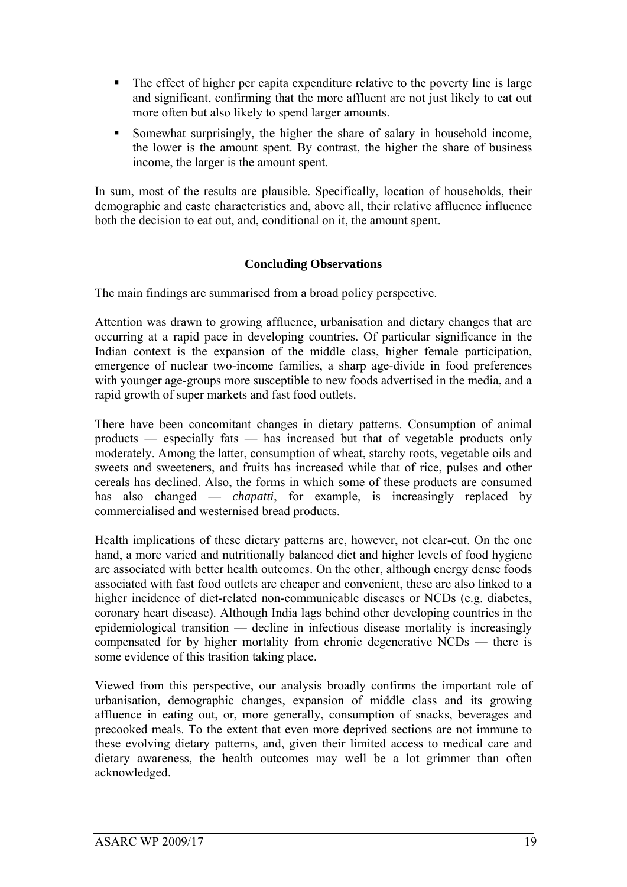- The effect of higher per capita expenditure relative to the poverty line is large and significant, confirming that the more affluent are not just likely to eat out more often but also likely to spend larger amounts.
- Somewhat surprisingly, the higher the share of salary in household income, the lower is the amount spent. By contrast, the higher the share of business income, the larger is the amount spent.

In sum, most of the results are plausible. Specifically, location of households, their demographic and caste characteristics and, above all, their relative affluence influence both the decision to eat out, and, conditional on it, the amount spent.

## Concluding Observations

The main findings are summarised from a broad policy perspective.

Attention was drawn to growing affluence, urbanisation and dietary changes that are occurring at a rapid pace in developing countries. Of particular significance in the Indian context is the expansion of the middle class, higher female participation, emergence of nuclear two-income families, a sharp age-divide in food preferences with younger age-groups more susceptible to new foods advertised in the media, and a rapid growth of super markets and fast food outlets.

There have been concomitant changes in dietary patterns. Consumption of animal products — especially fats — has increased but that of vegetable products only moderately. Among the latter, consumption of wheat, starchy roots, vegetable oils and sweets and sweeteners, and fruits has increased while that of rice, pulses and other cereals has declined. Also, the forms in which some of these products are consumed has also changed — *chapatti*, for example, is increasingly replaced by commercialised and westernised bread products.

Health implications of these dietary patterns are, however, not clear-cut. On the one hand, a more varied and nutritionally balanced diet and higher levels of food hygiene are associated with better health outcomes. On the other, although energy dense foods associated with fast food outlets are cheaper and convenient, these are also linked to a higher incidence of diet-related non-communicable diseases or NCDs (e.g. diabetes, coronary heart disease). Although India lags behind other developing countries in the epidemiological transition — decline in infectious disease mortality is increasingly compensated for by higher mortality from chronic degenerative NCDs — there is some evidence of this trasition taking place.

Viewed from this perspective, our analysis broadly confirms the important role of urbanisation, demographic changes, expansion of middle class and its growing affluence in eating out, or, more generally, consumption of snacks, beverages and precooked meals. To the extent that even more deprived sections are not immune to these evolving dietary patterns, and, given their limited access to medical care and dietary awareness, the health outcomes may well be a lot grimmer than often acknowledged.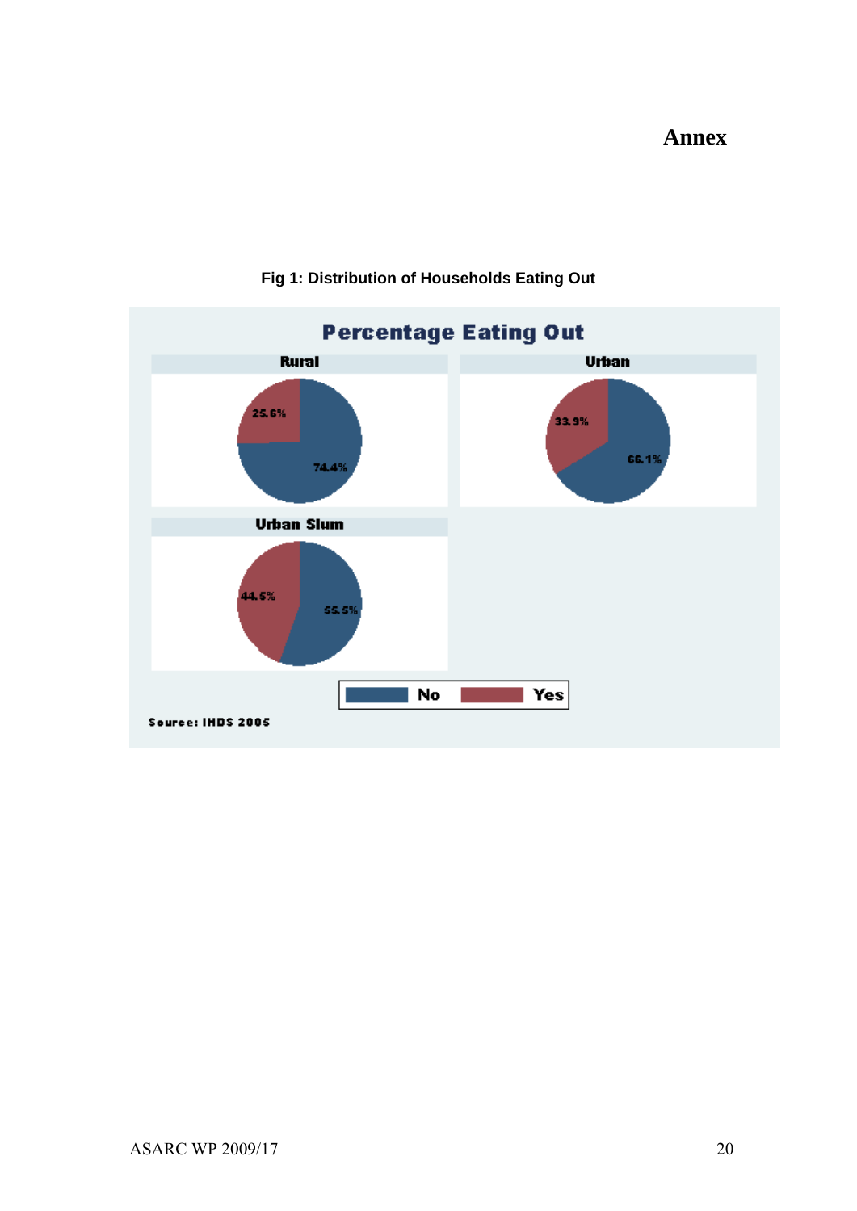# Annex

**Fig 1: Distribution of Households Eating Out**

**Percentage Eating Out**

| | No | Yes |
|---|---|---|
| Rural | 74.4% | 25.6% |
| Urban | 66.1% | 33.9% |
| Urban Slum | 55.5% | 44.5% |

Source: IHDS 2005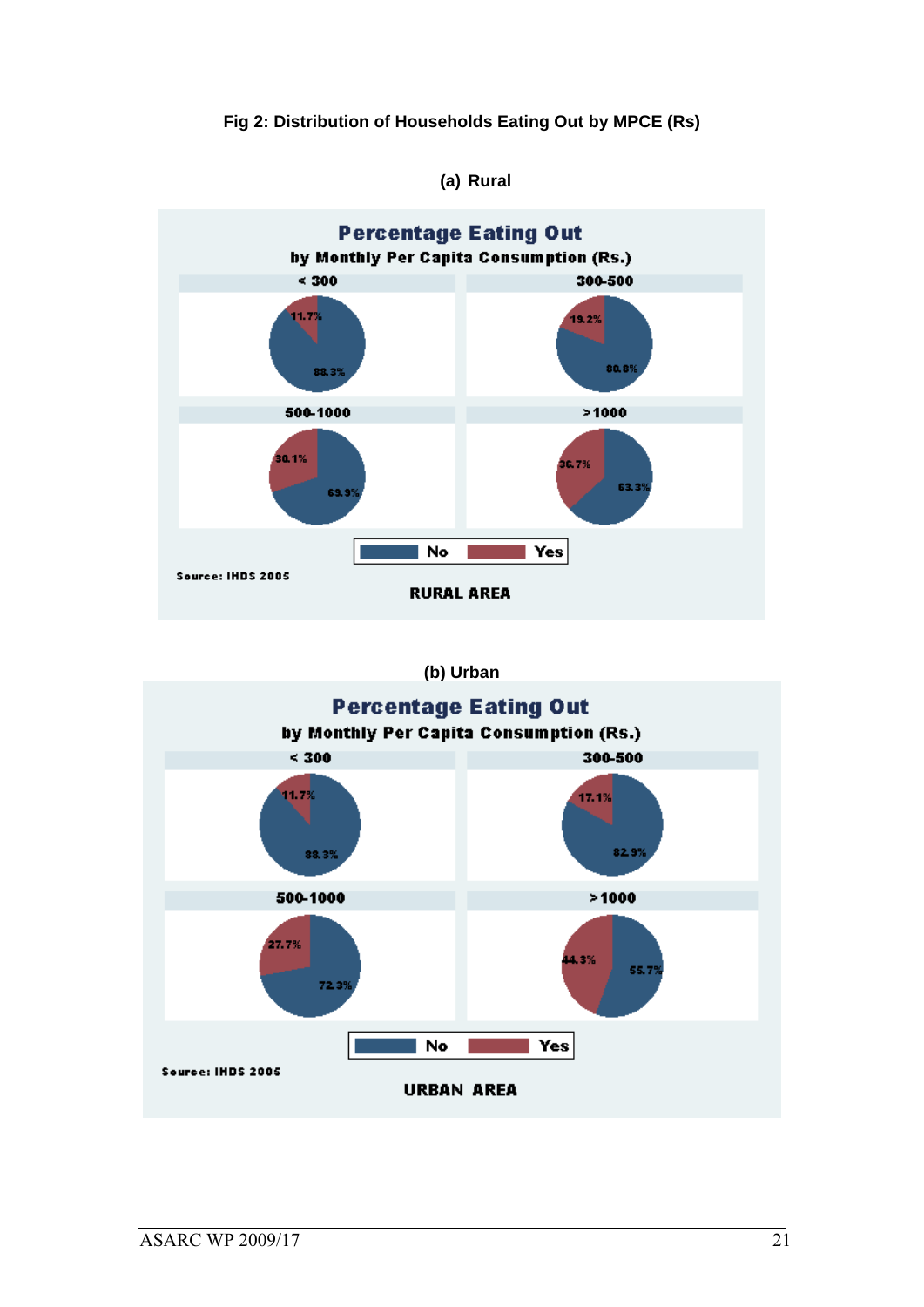**Fig 2: Distribution of Households Eating Out by MPCE (Rs)**

**(a) Rural**

**Percentage Eating Out**

**by Monthly Per Capita Consumption (Rs.)**

| MPCE (Rs.) | No | Yes |
|---|---|---|
| < 300 | 88.3% | 11.7% |
| 300-500 | 80.8% | 19.2% |
| 500-1000 | 69.9% | 30.1% |
| >1000 | 63.3% | 36.7% |

Source: IHDS 2005

RURAL AREA

**(b) Urban**

**Percentage Eating Out**

**by Monthly Per Capita Consumption (Rs.)**

| MPCE (Rs.) | No | Yes |
|---|---|---|
| < 300 | 88.3% | 11.7% |
| 300-500 | 82.9% | 17.1% |
| 500-1000 | 72.3% | 27.7% |
| >1000 | 55.7% | 44.3% |

Source: IHDS 2005

URBAN AREA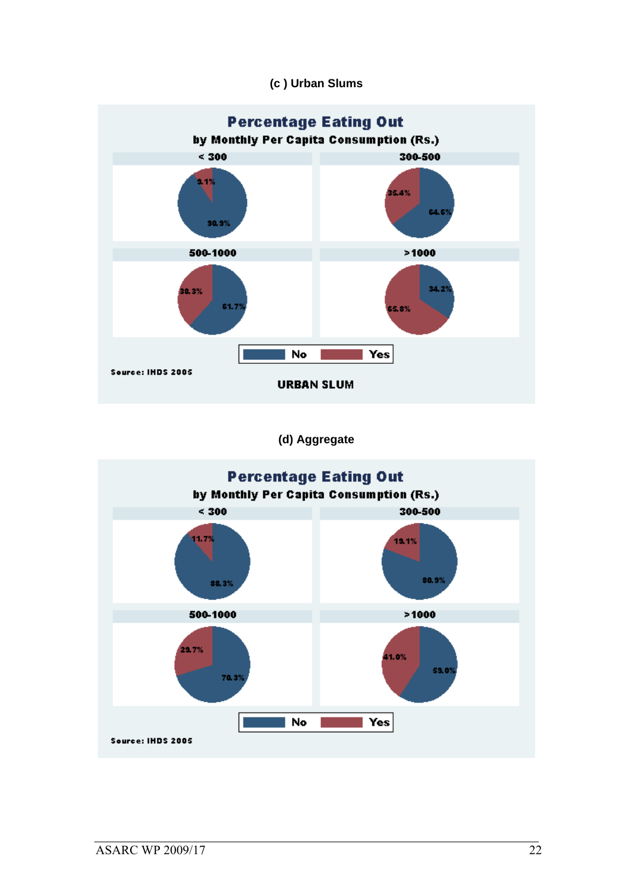**(c ) Urban Slums**

**Percentage Eating Out**

**by Monthly Per Capita Consumption (Rs.)**

| Consumption (Rs.) | No | Yes |
|---|---|---|
| < 300 | 90.9% | 9.1% |
| 300-500 | 64.6% | 35.4% |
| 500-1000 | 61.7% | 38.3% |
| >1000 | 34.2% | 65.8% |

Source: IHDS 2005

URBAN SLUM

**(d) Aggregate**

**Percentage Eating Out**

**by Monthly Per Capita Consumption (Rs.)**

| Consumption (Rs.) | No | Yes |
|---|---|---|
| < 300 | 88.3% | 11.7% |
| 300-500 | 80.9% | 19.1% |
| 500-1000 | 70.3% | 29.7% |
| >1000 | 59.0% | 41.0% |

Source: IHDS 2005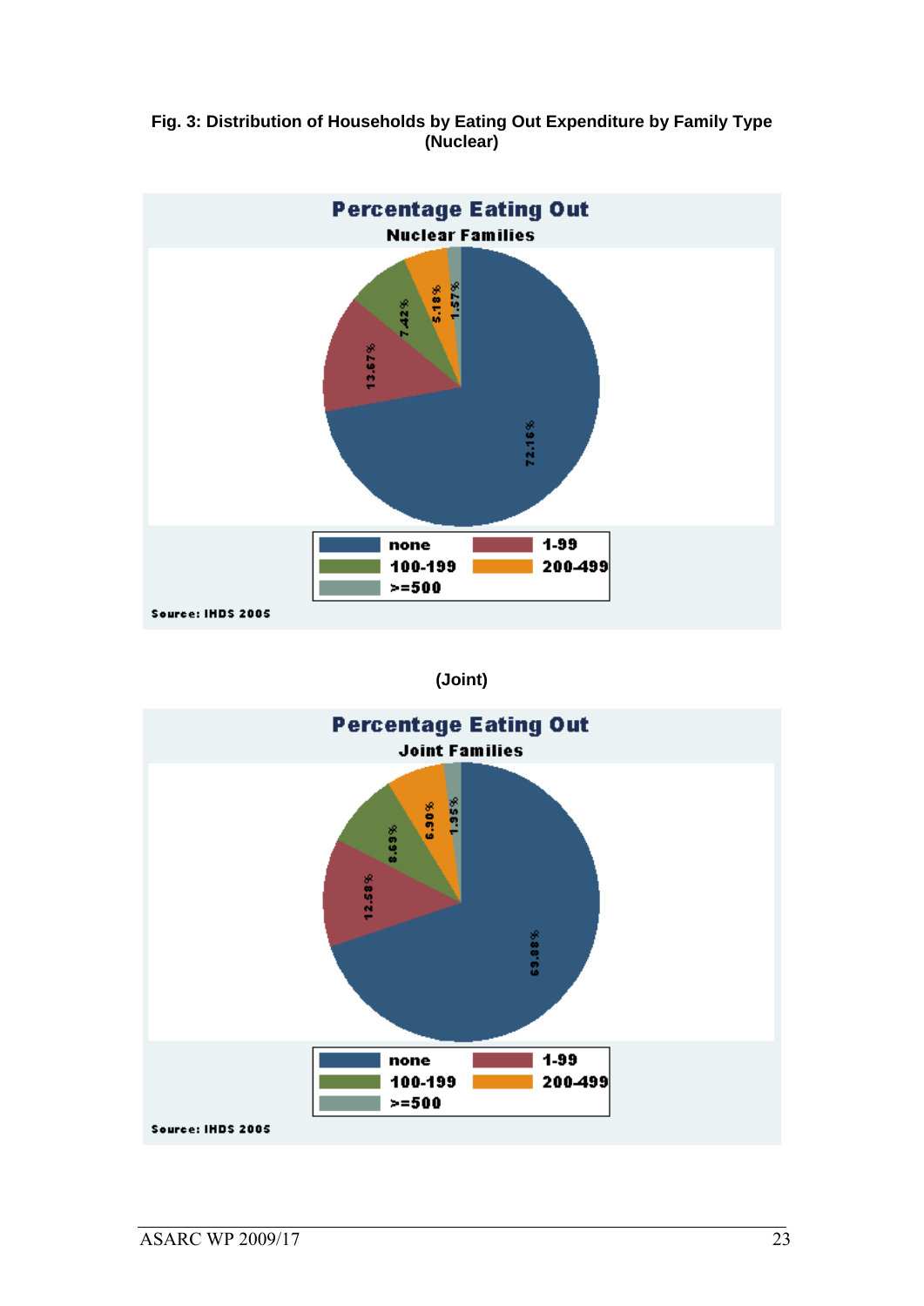**Fig. 3: Distribution of Households by Eating Out Expenditure by Family Type (Nuclear)**

**Percentage Eating Out**

**Nuclear Families**

| Category | Percentage |
|---|---|
| none | 72.16% |
| 1-99 | 13.67% |
| 100-199 | 7.42% |
| 200-499 | 5.18% |
| >=500 | 1.57% |

Source: IHDS 2005

**(Joint)**

**Percentage Eating Out**

**Joint Families**

| Category | Percentage |
|---|---|
| none | 69.88% |
| 1-99 | 12.58% |
| 100-199 | 8.69% |
| 200-499 | 6.90% |
| >=500 | 1.95% |

Source: IHDS 2005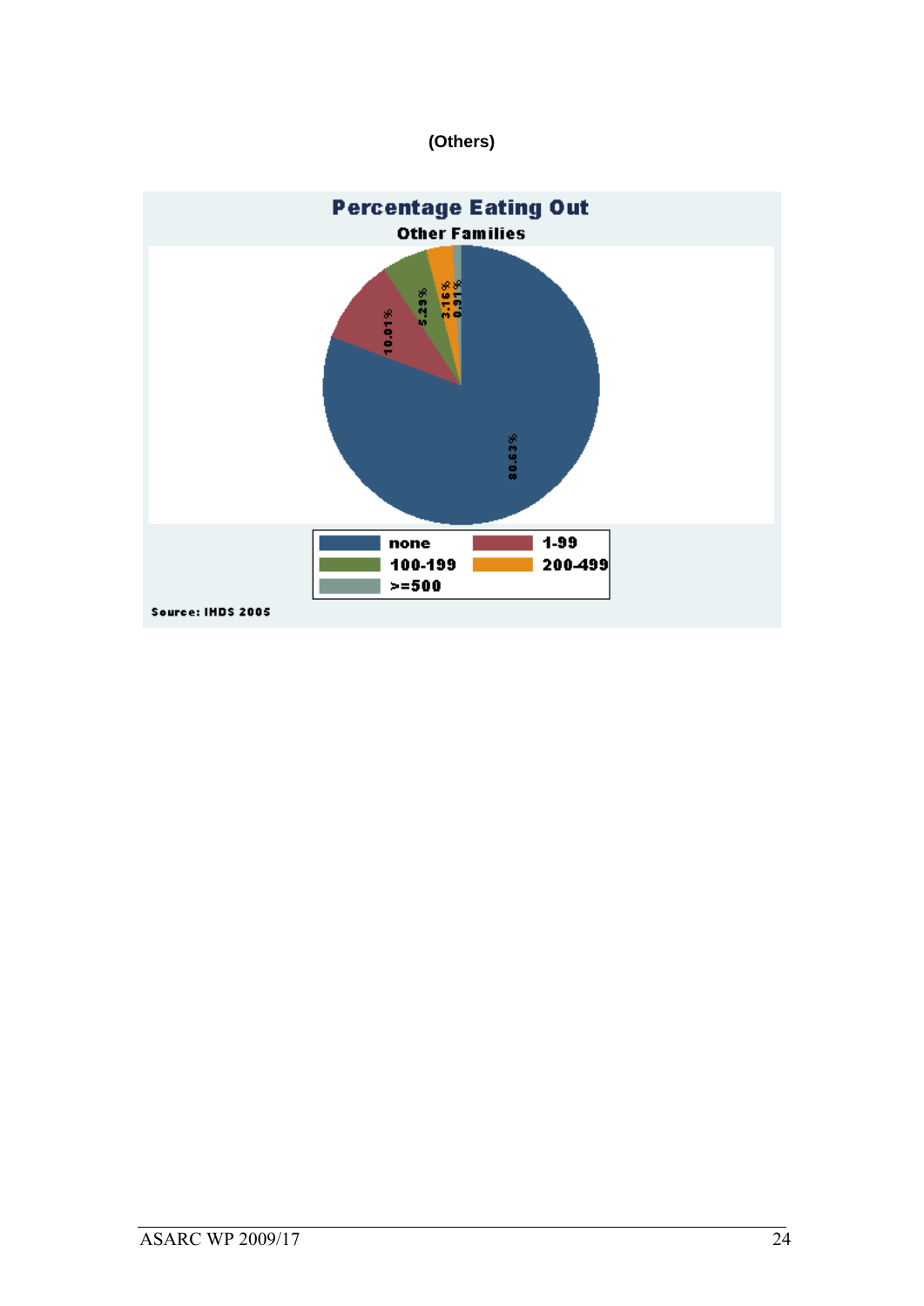**(Others)**

**Percentage Eating Out**

**Other Families**

| Category | Percentage |
|---|---|
| none | 80.63% |
| 1-99 | 10.01% |
| 100-199 | 5.29% |
| 200-499 | 3.16% |
| >=500 | 0.91% |

Source: IHDS 2005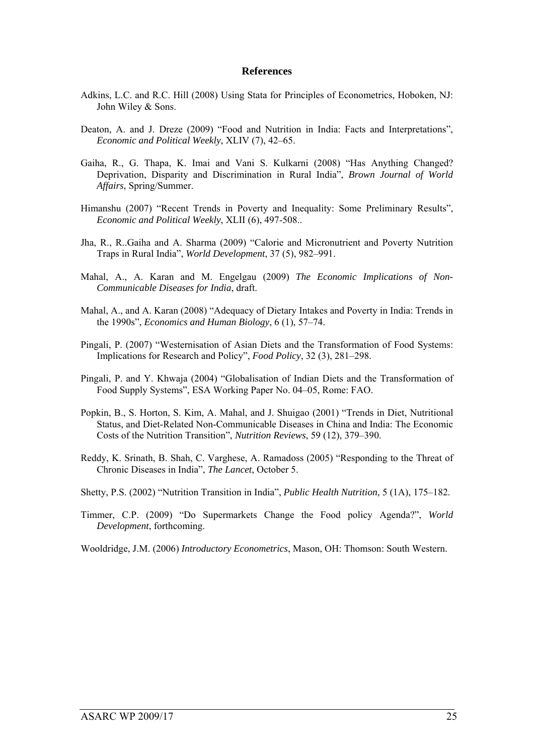## References

Adkins, L.C. and R.C. Hill (2008) Using Stata for Principles of Econometrics, Hoboken, NJ: John Wiley & Sons.

Deaton, A. and J. Dreze (2009) "Food and Nutrition in India: Facts and Interpretations", *Economic and Political Weekly*, XLIV (7), 42–65.

Gaiha, R., G. Thapa, K. Imai and Vani S. Kulkarni (2008) "Has Anything Changed? Deprivation, Disparity and Discrimination in Rural India", *Brown Journal of World Affairs*, Spring/Summer.

Himanshu (2007) "Recent Trends in Poverty and Inequality: Some Preliminary Results", *Economic and Political Weekly*, XLII (6), 497-508..

Jha, R., R..Gaiha and A. Sharma (2009) "Calorie and Micronutrient and Poverty Nutrition Traps in Rural India", *World Development*, 37 (5), 982–991.

Mahal, A., A. Karan and M. Engelgau (2009) *The Economic Implications of Non-Communicable Diseases for India*, draft.

Mahal, A., and A. Karan (2008) "Adequacy of Dietary Intakes and Poverty in India: Trends in the 1990s", *Economics and Human Biology*, 6 (1), 57–74.

Pingali, P. (2007) "Westernisation of Asian Diets and the Transformation of Food Systems: Implications for Research and Policy", *Food Policy*, 32 (3), 281–298.

Pingali, P. and Y. Khwaja (2004) "Globalisation of Indian Diets and the Transformation of Food Supply Systems", ESA Working Paper No. 04–05, Rome: FAO.

Popkin, B., S. Horton, S. Kim, A. Mahal, and J. Shuigao (2001) "Trends in Diet, Nutritional Status, and Diet-Related Non-Communicable Diseases in China and India: The Economic Costs of the Nutrition Transition", *Nutrition Reviews*, 59 (12), 379–390.

Reddy, K. Srinath, B. Shah, C. Varghese, A. Ramadoss (2005) "Responding to the Threat of Chronic Diseases in India", *The Lancet*, October 5.

Shetty, P.S. (2002) "Nutrition Transition in India", *Public Health Nutrition*, 5 (1A), 175–182.

Timmer, C.P. (2009) "Do Supermarkets Change the Food policy Agenda?", *World Development*, forthcoming.

Wooldridge, J.M. (2006) *Introductory Econometrics*, Mason, OH: Thomson: South Western.